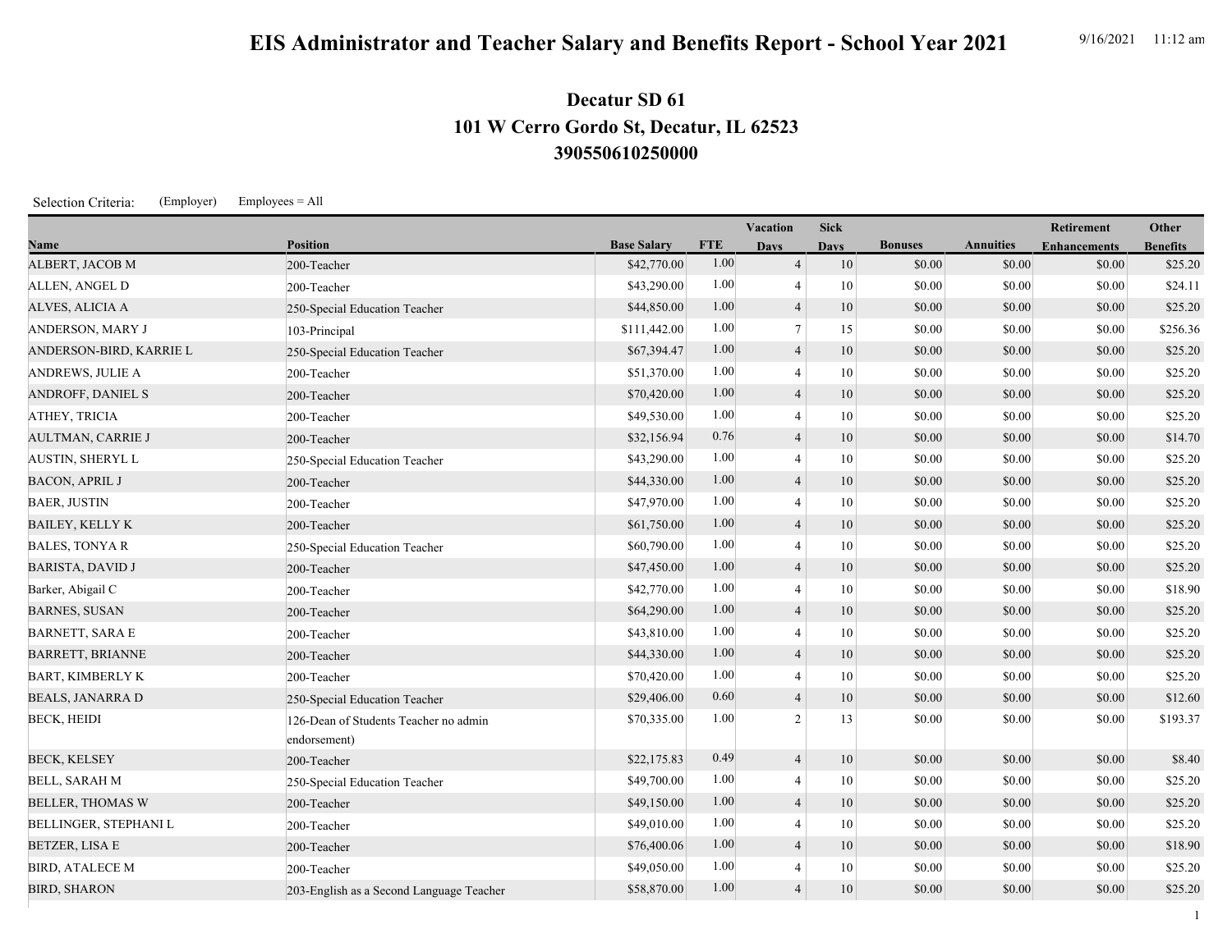# EIS Administrator and Teacher Salary and Benefits Report - School Year 2021

9/16/2021 11:12 am

## Decatur SD 61
## 101 W Cerro Gordo St, Decatur, IL 62523
## 390550610250000

Selection Criteria: (Employer) Employees = All

| Name | Position | Base Salary | FTE | Vacation Days | Sick Days | Bonuses | Annuities | Retirement Enhancements | Other Benefits |
|---|---|---|---|---|---|---|---|---|---|
| ALBERT, JACOB M | 200-Teacher | $42,770.00 | 1.00 | 4 | 10 | $0.00 | $0.00 | $0.00 | $25.20 |
| ALLEN, ANGEL D | 200-Teacher | $43,290.00 | 1.00 | 4 | 10 | $0.00 | $0.00 | $0.00 | $24.11 |
| ALVES, ALICIA A | 250-Special Education Teacher | $44,850.00 | 1.00 | 4 | 10 | $0.00 | $0.00 | $0.00 | $25.20 |
| ANDERSON, MARY J | 103-Principal | $111,442.00 | 1.00 | 7 | 15 | $0.00 | $0.00 | $0.00 | $256.36 |
| ANDERSON-BIRD, KARRIE L | 250-Special Education Teacher | $67,394.47 | 1.00 | 4 | 10 | $0.00 | $0.00 | $0.00 | $25.20 |
| ANDREWS, JULIE A | 200-Teacher | $51,370.00 | 1.00 | 4 | 10 | $0.00 | $0.00 | $0.00 | $25.20 |
| ANDROFF, DANIEL S | 200-Teacher | $70,420.00 | 1.00 | 4 | 10 | $0.00 | $0.00 | $0.00 | $25.20 |
| ATHEY, TRICIA | 200-Teacher | $49,530.00 | 1.00 | 4 | 10 | $0.00 | $0.00 | $0.00 | $25.20 |
| AULTMAN, CARRIE J | 200-Teacher | $32,156.94 | 0.76 | 4 | 10 | $0.00 | $0.00 | $0.00 | $14.70 |
| AUSTIN, SHERYL L | 250-Special Education Teacher | $43,290.00 | 1.00 | 4 | 10 | $0.00 | $0.00 | $0.00 | $25.20 |
| BACON, APRIL J | 200-Teacher | $44,330.00 | 1.00 | 4 | 10 | $0.00 | $0.00 | $0.00 | $25.20 |
| BAER, JUSTIN | 200-Teacher | $47,970.00 | 1.00 | 4 | 10 | $0.00 | $0.00 | $0.00 | $25.20 |
| BAILEY, KELLY K | 200-Teacher | $61,750.00 | 1.00 | 4 | 10 | $0.00 | $0.00 | $0.00 | $25.20 |
| BALES, TONYA R | 250-Special Education Teacher | $60,790.00 | 1.00 | 4 | 10 | $0.00 | $0.00 | $0.00 | $25.20 |
| BARISTA, DAVID J | 200-Teacher | $47,450.00 | 1.00 | 4 | 10 | $0.00 | $0.00 | $0.00 | $25.20 |
| Barker, Abigail C | 200-Teacher | $42,770.00 | 1.00 | 4 | 10 | $0.00 | $0.00 | $0.00 | $18.90 |
| BARNES, SUSAN | 200-Teacher | $64,290.00 | 1.00 | 4 | 10 | $0.00 | $0.00 | $0.00 | $25.20 |
| BARNETT, SARA E | 200-Teacher | $43,810.00 | 1.00 | 4 | 10 | $0.00 | $0.00 | $0.00 | $25.20 |
| BARRETT, BRIANNE | 200-Teacher | $44,330.00 | 1.00 | 4 | 10 | $0.00 | $0.00 | $0.00 | $25.20 |
| BART, KIMBERLY K | 200-Teacher | $70,420.00 | 1.00 | 4 | 10 | $0.00 | $0.00 | $0.00 | $25.20 |
| BEALS, JANARRA D | 250-Special Education Teacher | $29,406.00 | 0.60 | 4 | 10 | $0.00 | $0.00 | $0.00 | $12.60 |
| BECK, HEIDI | 126-Dean of Students Teacher no admin endorsement) | $70,335.00 | 1.00 | 2 | 13 | $0.00 | $0.00 | $0.00 | $193.37 |
| BECK, KELSEY | 200-Teacher | $22,175.83 | 0.49 | 4 | 10 | $0.00 | $0.00 | $0.00 | $8.40 |
| BELL, SARAH M | 250-Special Education Teacher | $49,700.00 | 1.00 | 4 | 10 | $0.00 | $0.00 | $0.00 | $25.20 |
| BELLER, THOMAS W | 200-Teacher | $49,150.00 | 1.00 | 4 | 10 | $0.00 | $0.00 | $0.00 | $25.20 |
| BELLINGER, STEPHANI L | 200-Teacher | $49,010.00 | 1.00 | 4 | 10 | $0.00 | $0.00 | $0.00 | $25.20 |
| BETZER, LISA E | 200-Teacher | $76,400.06 | 1.00 | 4 | 10 | $0.00 | $0.00 | $0.00 | $18.90 |
| BIRD, ATALECE M | 200-Teacher | $49,050.00 | 1.00 | 4 | 10 | $0.00 | $0.00 | $0.00 | $25.20 |
| BIRD, SHARON | 203-English as a Second Language Teacher | $58,870.00 | 1.00 | 4 | 10 | $0.00 | $0.00 | $0.00 | $25.20 |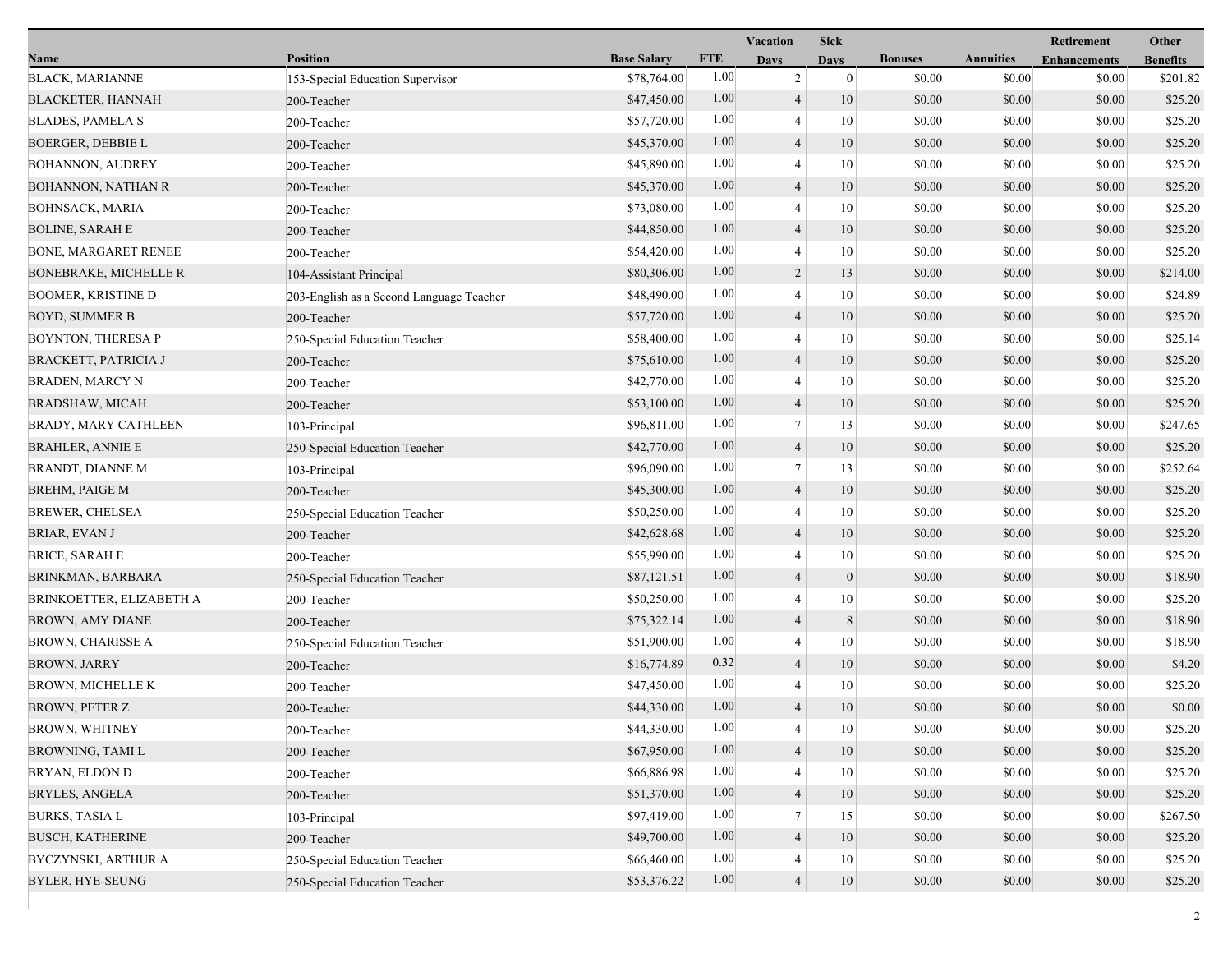| Name | Position | Base Salary | FTE | Vacation Days | Sick Days | Bonuses | Annuities | Retirement Enhancements | Other Benefits |
|---|---|---|---|---|---|---|---|---|---|
| BLACK, MARIANNE | 153-Special Education Supervisor | $78,764.00 | 1.00 | 2 | 0 | $0.00 | $0.00 | $0.00 | $201.82 |
| BLACKETER, HANNAH | 200-Teacher | $47,450.00 | 1.00 | 4 | 10 | $0.00 | $0.00 | $0.00 | $25.20 |
| BLADES, PAMELA S | 200-Teacher | $57,720.00 | 1.00 | 4 | 10 | $0.00 | $0.00 | $0.00 | $25.20 |
| BOERGER, DEBBIE L | 200-Teacher | $45,370.00 | 1.00 | 4 | 10 | $0.00 | $0.00 | $0.00 | $25.20 |
| BOHANNON, AUDREY | 200-Teacher | $45,890.00 | 1.00 | 4 | 10 | $0.00 | $0.00 | $0.00 | $25.20 |
| BOHANNON, NATHAN R | 200-Teacher | $45,370.00 | 1.00 | 4 | 10 | $0.00 | $0.00 | $0.00 | $25.20 |
| BOHNSACK, MARIA | 200-Teacher | $73,080.00 | 1.00 | 4 | 10 | $0.00 | $0.00 | $0.00 | $25.20 |
| BOLINE, SARAH E | 200-Teacher | $44,850.00 | 1.00 | 4 | 10 | $0.00 | $0.00 | $0.00 | $25.20 |
| BONE, MARGARET RENEE | 200-Teacher | $54,420.00 | 1.00 | 4 | 10 | $0.00 | $0.00 | $0.00 | $25.20 |
| BONEBRAKE, MICHELLE R | 104-Assistant Principal | $80,306.00 | 1.00 | 2 | 13 | $0.00 | $0.00 | $0.00 | $214.00 |
| BOOMER, KRISTINE D | 203-English as a Second Language Teacher | $48,490.00 | 1.00 | 4 | 10 | $0.00 | $0.00 | $0.00 | $24.89 |
| BOYD, SUMMER B | 200-Teacher | $57,720.00 | 1.00 | 4 | 10 | $0.00 | $0.00 | $0.00 | $25.20 |
| BOYNTON, THERESA P | 250-Special Education Teacher | $58,400.00 | 1.00 | 4 | 10 | $0.00 | $0.00 | $0.00 | $25.14 |
| BRACKETT, PATRICIA J | 200-Teacher | $75,610.00 | 1.00 | 4 | 10 | $0.00 | $0.00 | $0.00 | $25.20 |
| BRADEN, MARCY N | 200-Teacher | $42,770.00 | 1.00 | 4 | 10 | $0.00 | $0.00 | $0.00 | $25.20 |
| BRADSHAW, MICAH | 200-Teacher | $53,100.00 | 1.00 | 4 | 10 | $0.00 | $0.00 | $0.00 | $25.20 |
| BRADY, MARY CATHLEEN | 103-Principal | $96,811.00 | 1.00 | 7 | 13 | $0.00 | $0.00 | $0.00 | $247.65 |
| BRAHLER, ANNIE E | 250-Special Education Teacher | $42,770.00 | 1.00 | 4 | 10 | $0.00 | $0.00 | $0.00 | $25.20 |
| BRANDT, DIANNE M | 103-Principal | $96,090.00 | 1.00 | 7 | 13 | $0.00 | $0.00 | $0.00 | $252.64 |
| BREHM, PAIGE M | 200-Teacher | $45,300.00 | 1.00 | 4 | 10 | $0.00 | $0.00 | $0.00 | $25.20 |
| BREWER, CHELSEA | 250-Special Education Teacher | $50,250.00 | 1.00 | 4 | 10 | $0.00 | $0.00 | $0.00 | $25.20 |
| BRIAR, EVAN J | 200-Teacher | $42,628.68 | 1.00 | 4 | 10 | $0.00 | $0.00 | $0.00 | $25.20 |
| BRICE, SARAH E | 200-Teacher | $55,990.00 | 1.00 | 4 | 10 | $0.00 | $0.00 | $0.00 | $25.20 |
| BRINKMAN, BARBARA | 250-Special Education Teacher | $87,121.51 | 1.00 | 4 | 0 | $0.00 | $0.00 | $0.00 | $18.90 |
| BRINKOETTER, ELIZABETH A | 200-Teacher | $50,250.00 | 1.00 | 4 | 10 | $0.00 | $0.00 | $0.00 | $25.20 |
| BROWN, AMY DIANE | 200-Teacher | $75,322.14 | 1.00 | 4 | 8 | $0.00 | $0.00 | $0.00 | $18.90 |
| BROWN, CHARISSE A | 250-Special Education Teacher | $51,900.00 | 1.00 | 4 | 10 | $0.00 | $0.00 | $0.00 | $18.90 |
| BROWN, JARRY | 200-Teacher | $16,774.89 | 0.32 | 4 | 10 | $0.00 | $0.00 | $0.00 | $4.20 |
| BROWN, MICHELLE K | 200-Teacher | $47,450.00 | 1.00 | 4 | 10 | $0.00 | $0.00 | $0.00 | $25.20 |
| BROWN, PETER Z | 200-Teacher | $44,330.00 | 1.00 | 4 | 10 | $0.00 | $0.00 | $0.00 | $0.00 |
| BROWN, WHITNEY | 200-Teacher | $44,330.00 | 1.00 | 4 | 10 | $0.00 | $0.00 | $0.00 | $25.20 |
| BROWNING, TAMI L | 200-Teacher | $67,950.00 | 1.00 | 4 | 10 | $0.00 | $0.00 | $0.00 | $25.20 |
| BRYAN, ELDON D | 200-Teacher | $66,886.98 | 1.00 | 4 | 10 | $0.00 | $0.00 | $0.00 | $25.20 |
| BRYLES, ANGELA | 200-Teacher | $51,370.00 | 1.00 | 4 | 10 | $0.00 | $0.00 | $0.00 | $25.20 |
| BURKS, TASIA L | 103-Principal | $97,419.00 | 1.00 | 7 | 15 | $0.00 | $0.00 | $0.00 | $267.50 |
| BUSCH, KATHERINE | 200-Teacher | $49,700.00 | 1.00 | 4 | 10 | $0.00 | $0.00 | $0.00 | $25.20 |
| BYCZYNSKI, ARTHUR A | 250-Special Education Teacher | $66,460.00 | 1.00 | 4 | 10 | $0.00 | $0.00 | $0.00 | $25.20 |
| BYLER, HYE-SEUNG | 250-Special Education Teacher | $53,376.22 | 1.00 | 4 | 10 | $0.00 | $0.00 | $0.00 | $25.20 |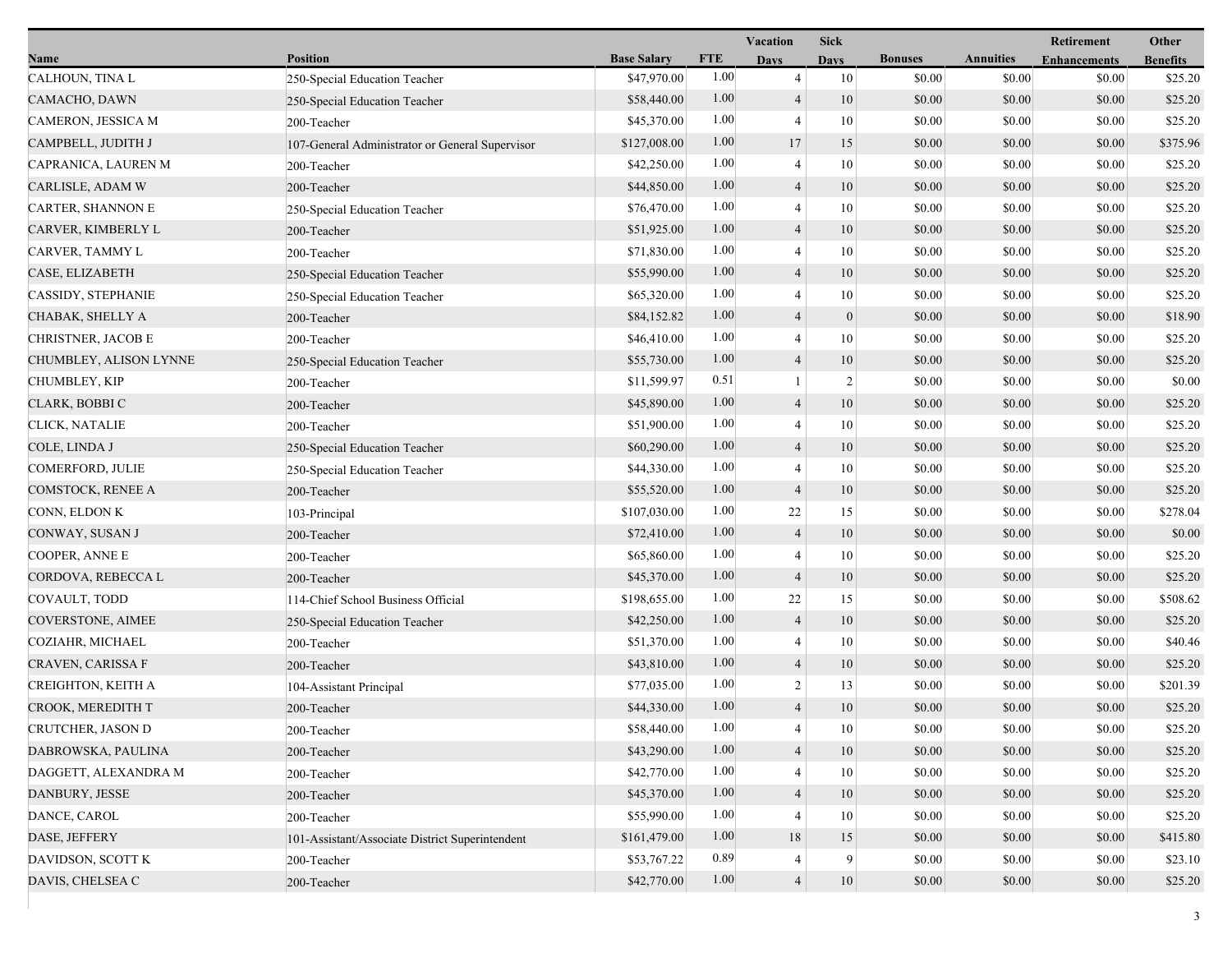| Name | Position | Base Salary | FTE | Vacation Days | Sick Days | Bonuses | Annuities | Retirement Enhancements | Other Benefits |
|---|---|---|---|---|---|---|---|---|---|
| CALHOUN, TINA L | 250-Special Education Teacher | $47,970.00 | 1.00 | 4 | 10 | $0.00 | $0.00 | $0.00 | $25.20 |
| CAMACHO, DAWN | 250-Special Education Teacher | $58,440.00 | 1.00 | 4 | 10 | $0.00 | $0.00 | $0.00 | $25.20 |
| CAMERON, JESSICA M | 200-Teacher | $45,370.00 | 1.00 | 4 | 10 | $0.00 | $0.00 | $0.00 | $25.20 |
| CAMPBELL, JUDITH J | 107-General Administrator or General Supervisor | $127,008.00 | 1.00 | 17 | 15 | $0.00 | $0.00 | $0.00 | $375.96 |
| CAPRANICA, LAUREN M | 200-Teacher | $42,250.00 | 1.00 | 4 | 10 | $0.00 | $0.00 | $0.00 | $25.20 |
| CARLISLE, ADAM W | 200-Teacher | $44,850.00 | 1.00 | 4 | 10 | $0.00 | $0.00 | $0.00 | $25.20 |
| CARTER, SHANNON E | 250-Special Education Teacher | $76,470.00 | 1.00 | 4 | 10 | $0.00 | $0.00 | $0.00 | $25.20 |
| CARVER, KIMBERLY L | 200-Teacher | $51,925.00 | 1.00 | 4 | 10 | $0.00 | $0.00 | $0.00 | $25.20 |
| CARVER, TAMMY L | 200-Teacher | $71,830.00 | 1.00 | 4 | 10 | $0.00 | $0.00 | $0.00 | $25.20 |
| CASE, ELIZABETH | 250-Special Education Teacher | $55,990.00 | 1.00 | 4 | 10 | $0.00 | $0.00 | $0.00 | $25.20 |
| CASSIDY, STEPHANIE | 250-Special Education Teacher | $65,320.00 | 1.00 | 4 | 10 | $0.00 | $0.00 | $0.00 | $25.20 |
| CHABAK, SHELLY A | 200-Teacher | $84,152.82 | 1.00 | 4 | 0 | $0.00 | $0.00 | $0.00 | $18.90 |
| CHRISTNER, JACOB E | 200-Teacher | $46,410.00 | 1.00 | 4 | 10 | $0.00 | $0.00 | $0.00 | $25.20 |
| CHUMBLEY, ALISON LYNNE | 250-Special Education Teacher | $55,730.00 | 1.00 | 4 | 10 | $0.00 | $0.00 | $0.00 | $25.20 |
| CHUMBLEY, KIP | 200-Teacher | $11,599.97 | 0.51 | 1 | 2 | $0.00 | $0.00 | $0.00 | $0.00 |
| CLARK, BOBBI C | 200-Teacher | $45,890.00 | 1.00 | 4 | 10 | $0.00 | $0.00 | $0.00 | $25.20 |
| CLICK, NATALIE | 200-Teacher | $51,900.00 | 1.00 | 4 | 10 | $0.00 | $0.00 | $0.00 | $25.20 |
| COLE, LINDA J | 250-Special Education Teacher | $60,290.00 | 1.00 | 4 | 10 | $0.00 | $0.00 | $0.00 | $25.20 |
| COMERFORD, JULIE | 250-Special Education Teacher | $44,330.00 | 1.00 | 4 | 10 | $0.00 | $0.00 | $0.00 | $25.20 |
| COMSTOCK, RENEE A | 200-Teacher | $55,520.00 | 1.00 | 4 | 10 | $0.00 | $0.00 | $0.00 | $25.20 |
| CONN, ELDON K | 103-Principal | $107,030.00 | 1.00 | 22 | 15 | $0.00 | $0.00 | $0.00 | $278.04 |
| CONWAY, SUSAN J | 200-Teacher | $72,410.00 | 1.00 | 4 | 10 | $0.00 | $0.00 | $0.00 | $0.00 |
| COOPER, ANNE E | 200-Teacher | $65,860.00 | 1.00 | 4 | 10 | $0.00 | $0.00 | $0.00 | $25.20 |
| CORDOVA, REBECCA L | 200-Teacher | $45,370.00 | 1.00 | 4 | 10 | $0.00 | $0.00 | $0.00 | $25.20 |
| COVAULT, TODD | 114-Chief School Business Official | $198,655.00 | 1.00 | 22 | 15 | $0.00 | $0.00 | $0.00 | $508.62 |
| COVERSTONE, AIMEE | 250-Special Education Teacher | $42,250.00 | 1.00 | 4 | 10 | $0.00 | $0.00 | $0.00 | $25.20 |
| COZIAHR, MICHAEL | 200-Teacher | $51,370.00 | 1.00 | 4 | 10 | $0.00 | $0.00 | $0.00 | $40.46 |
| CRAVEN, CARISSA F | 200-Teacher | $43,810.00 | 1.00 | 4 | 10 | $0.00 | $0.00 | $0.00 | $25.20 |
| CREIGHTON, KEITH A | 104-Assistant Principal | $77,035.00 | 1.00 | 2 | 13 | $0.00 | $0.00 | $0.00 | $201.39 |
| CROOK, MEREDITH T | 200-Teacher | $44,330.00 | 1.00 | 4 | 10 | $0.00 | $0.00 | $0.00 | $25.20 |
| CRUTCHER, JASON D | 200-Teacher | $58,440.00 | 1.00 | 4 | 10 | $0.00 | $0.00 | $0.00 | $25.20 |
| DABROWSKA, PAULINA | 200-Teacher | $43,290.00 | 1.00 | 4 | 10 | $0.00 | $0.00 | $0.00 | $25.20 |
| DAGGETT, ALEXANDRA M | 200-Teacher | $42,770.00 | 1.00 | 4 | 10 | $0.00 | $0.00 | $0.00 | $25.20 |
| DANBURY, JESSE | 200-Teacher | $45,370.00 | 1.00 | 4 | 10 | $0.00 | $0.00 | $0.00 | $25.20 |
| DANCE, CAROL | 200-Teacher | $55,990.00 | 1.00 | 4 | 10 | $0.00 | $0.00 | $0.00 | $25.20 |
| DASE, JEFFERY | 101-Assistant/Associate District Superintendent | $161,479.00 | 1.00 | 18 | 15 | $0.00 | $0.00 | $0.00 | $415.80 |
| DAVIDSON, SCOTT K | 200-Teacher | $53,767.22 | 0.89 | 4 | 9 | $0.00 | $0.00 | $0.00 | $23.10 |
| DAVIS, CHELSEA C | 200-Teacher | $42,770.00 | 1.00 | 4 | 10 | $0.00 | $0.00 | $0.00 | $25.20 |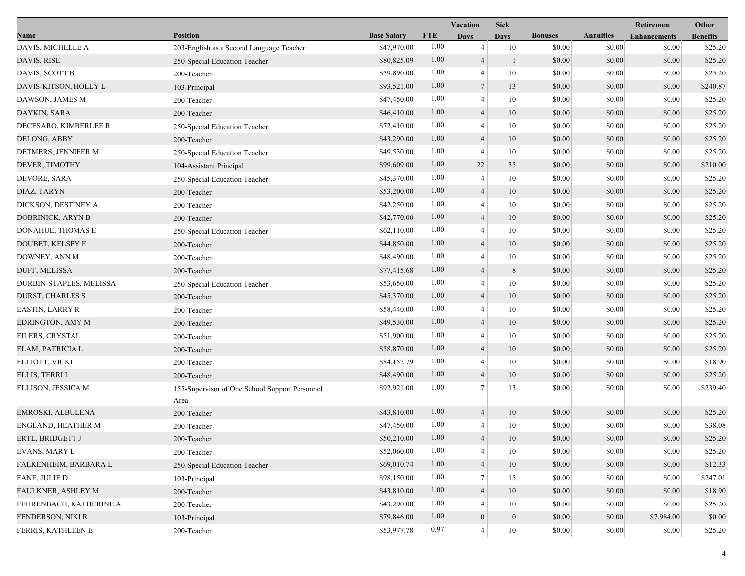| Name | Position | Base Salary | FTE | Vacation Days | Sick Days | Bonuses | Annuities | Retirement Enhancements | Other Benefits |
|---|---|---|---|---|---|---|---|---|---|
| DAVIS, MICHELLE A | 203-English as a Second Language Teacher | $47,970.00 | 1.00 | 4 | 10 | $0.00 | $0.00 | $0.00 | $25.20 |
| DAVIS, RISE | 250-Special Education Teacher | $80,825.09 | 1.00 | 4 | 1 | $0.00 | $0.00 | $0.00 | $25.20 |
| DAVIS, SCOTT B | 200-Teacher | $59,890.00 | 1.00 | 4 | 10 | $0.00 | $0.00 | $0.00 | $25.20 |
| DAVIS-KITSON, HOLLY L | 103-Principal | $93,521.00 | 1.00 | 7 | 13 | $0.00 | $0.00 | $0.00 | $240.87 |
| DAWSON, JAMES M | 200-Teacher | $47,450.00 | 1.00 | 4 | 10 | $0.00 | $0.00 | $0.00 | $25.20 |
| DAYKIN, SARA | 200-Teacher | $46,410.00 | 1.00 | 4 | 10 | $0.00 | $0.00 | $0.00 | $25.20 |
| DECESARO, KIMBERLEE R | 250-Special Education Teacher | $72,410.00 | 1.00 | 4 | 10 | $0.00 | $0.00 | $0.00 | $25.20 |
| DELONG, ABBY | 200-Teacher | $43,290.00 | 1.00 | 4 | 10 | $0.00 | $0.00 | $0.00 | $25.20 |
| DETMERS, JENNIFER M | 250-Special Education Teacher | $49,530.00 | 1.00 | 4 | 10 | $0.00 | $0.00 | $0.00 | $25.20 |
| DEVER, TIMOTHY | 104-Assistant Principal | $99,609.00 | 1.00 | 22 | 35 | $0.00 | $0.00 | $0.00 | $210.00 |
| DEVORE, SARA | 250-Special Education Teacher | $45,370.00 | 1.00 | 4 | 10 | $0.00 | $0.00 | $0.00 | $25.20 |
| DIAZ, TARYN | 200-Teacher | $53,200.00 | 1.00 | 4 | 10 | $0.00 | $0.00 | $0.00 | $25.20 |
| DICKSON, DESTINEY A | 200-Teacher | $42,250.00 | 1.00 | 4 | 10 | $0.00 | $0.00 | $0.00 | $25.20 |
| DOBRINICK, ARYN B | 200-Teacher | $42,770.00 | 1.00 | 4 | 10 | $0.00 | $0.00 | $0.00 | $25.20 |
| DONAHUE, THOMAS E | 250-Special Education Teacher | $62,110.00 | 1.00 | 4 | 10 | $0.00 | $0.00 | $0.00 | $25.20 |
| DOUBET, KELSEY E | 200-Teacher | $44,850.00 | 1.00 | 4 | 10 | $0.00 | $0.00 | $0.00 | $25.20 |
| DOWNEY, ANN M | 200-Teacher | $48,490.00 | 1.00 | 4 | 10 | $0.00 | $0.00 | $0.00 | $25.20 |
| DUFF, MELISSA | 200-Teacher | $77,415.68 | 1.00 | 4 | 8 | $0.00 | $0.00 | $0.00 | $25.20 |
| DURBIN-STAPLES, MELISSA | 250-Special Education Teacher | $53,650.00 | 1.00 | 4 | 10 | $0.00 | $0.00 | $0.00 | $25.20 |
| DURST, CHARLES S | 200-Teacher | $45,370.00 | 1.00 | 4 | 10 | $0.00 | $0.00 | $0.00 | $25.20 |
| EASTIN, LARRY R | 200-Teacher | $58,440.00 | 1.00 | 4 | 10 | $0.00 | $0.00 | $0.00 | $25.20 |
| EDRINGTON, AMY M | 200-Teacher | $49,530.00 | 1.00 | 4 | 10 | $0.00 | $0.00 | $0.00 | $25.20 |
| EILERS, CRYSTAL | 200-Teacher | $51,900.00 | 1.00 | 4 | 10 | $0.00 | $0.00 | $0.00 | $25.20 |
| ELAM, PATRICIA L | 200-Teacher | $58,870.00 | 1.00 | 4 | 10 | $0.00 | $0.00 | $0.00 | $25.20 |
| ELLIOTT, VICKI | 200-Teacher | $84,152.79 | 1.00 | 4 | 10 | $0.00 | $0.00 | $0.00 | $18.90 |
| ELLIS, TERRI L | 200-Teacher | $48,490.00 | 1.00 | 4 | 10 | $0.00 | $0.00 | $0.00 | $25.20 |
| ELLISON, JESSICA M | 155-Supervisor of One School Support Personnel Area | $92,921.00 | 1.00 | 7 | 13 | $0.00 | $0.00 | $0.00 | $239.40 |
| EMROSKI, ALBULENA | 200-Teacher | $43,810.00 | 1.00 | 4 | 10 | $0.00 | $0.00 | $0.00 | $25.20 |
| ENGLAND, HEATHER M | 200-Teacher | $47,450.00 | 1.00 | 4 | 10 | $0.00 | $0.00 | $0.00 | $38.08 |
| ERTL, BRIDGETT J | 200-Teacher | $50,210.00 | 1.00 | 4 | 10 | $0.00 | $0.00 | $0.00 | $25.20 |
| EVANS, MARY L | 200-Teacher | $52,060.00 | 1.00 | 4 | 10 | $0.00 | $0.00 | $0.00 | $25.20 |
| FALKENHEIM, BARBARA L | 250-Special Education Teacher | $69,010.74 | 1.00 | 4 | 10 | $0.00 | $0.00 | $0.00 | $12.33 |
| FANE, JULIE D | 103-Principal | $98,150.00 | 1.00 | 7 | 15 | $0.00 | $0.00 | $0.00 | $247.01 |
| FAULKNER, ASHLEY M | 200-Teacher | $43,810.00 | 1.00 | 4 | 10 | $0.00 | $0.00 | $0.00 | $18.90 |
| FEHRENBACH, KATHERINE A | 200-Teacher | $43,290.00 | 1.00 | 4 | 10 | $0.00 | $0.00 | $0.00 | $25.20 |
| FENDERSON, NIKI R | 103-Principal | $79,846.00 | 1.00 | 0 | 0 | $0.00 | $0.00 | $7,984.00 | $0.00 |
| FERRIS, KATHLEEN E | 200-Teacher | $53,977.78 | 0.97 | 4 | 10 | $0.00 | $0.00 | $0.00 | $25.20 |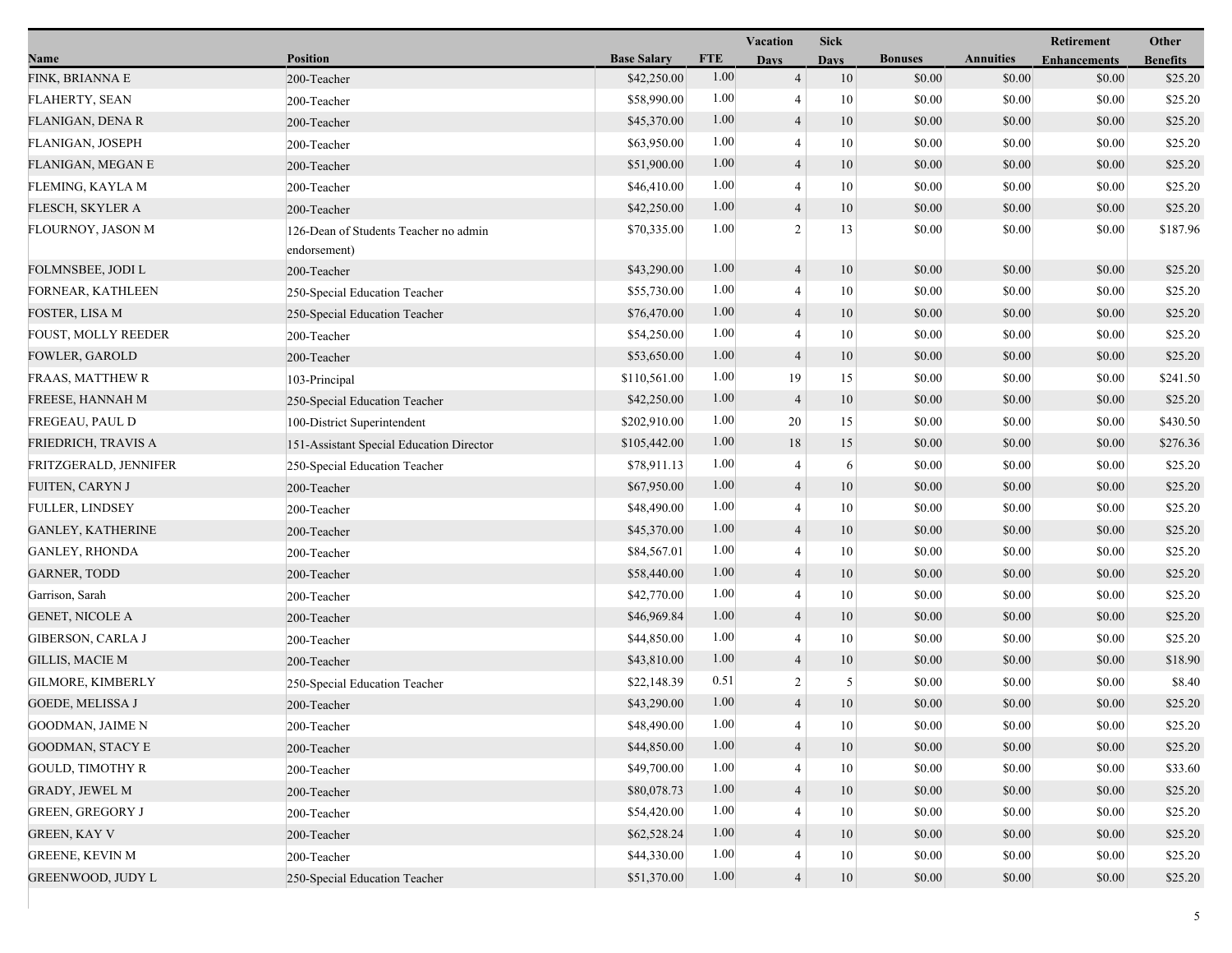| Name | Position | Base Salary | FTE | Vacation Days | Sick Days | Bonuses | Annuities | Retirement Enhancements | Other Benefits |
|---|---|---|---|---|---|---|---|---|---|
| FINK, BRIANNA E | 200-Teacher | $42,250.00 | 1.00 | 4 | 10 | $0.00 | $0.00 | $0.00 | $25.20 |
| FLAHERTY, SEAN | 200-Teacher | $58,990.00 | 1.00 | 4 | 10 | $0.00 | $0.00 | $0.00 | $25.20 |
| FLANIGAN, DENA R | 200-Teacher | $45,370.00 | 1.00 | 4 | 10 | $0.00 | $0.00 | $0.00 | $25.20 |
| FLANIGAN, JOSEPH | 200-Teacher | $63,950.00 | 1.00 | 4 | 10 | $0.00 | $0.00 | $0.00 | $25.20 |
| FLANIGAN, MEGAN E | 200-Teacher | $51,900.00 | 1.00 | 4 | 10 | $0.00 | $0.00 | $0.00 | $25.20 |
| FLEMING, KAYLA M | 200-Teacher | $46,410.00 | 1.00 | 4 | 10 | $0.00 | $0.00 | $0.00 | $25.20 |
| FLESCH, SKYLER A | 200-Teacher | $42,250.00 | 1.00 | 4 | 10 | $0.00 | $0.00 | $0.00 | $25.20 |
| FLOURNOY, JASON M | 126-Dean of Students Teacher no admin endorsement) | $70,335.00 | 1.00 | 2 | 13 | $0.00 | $0.00 | $0.00 | $187.96 |
| FOLMNSBEE, JODI L | 200-Teacher | $43,290.00 | 1.00 | 4 | 10 | $0.00 | $0.00 | $0.00 | $25.20 |
| FORNEAR, KATHLEEN | 250-Special Education Teacher | $55,730.00 | 1.00 | 4 | 10 | $0.00 | $0.00 | $0.00 | $25.20 |
| FOSTER, LISA M | 250-Special Education Teacher | $76,470.00 | 1.00 | 4 | 10 | $0.00 | $0.00 | $0.00 | $25.20 |
| FOUST, MOLLY REEDER | 200-Teacher | $54,250.00 | 1.00 | 4 | 10 | $0.00 | $0.00 | $0.00 | $25.20 |
| FOWLER, GAROLD | 200-Teacher | $53,650.00 | 1.00 | 4 | 10 | $0.00 | $0.00 | $0.00 | $25.20 |
| FRAAS, MATTHEW R | 103-Principal | $110,561.00 | 1.00 | 19 | 15 | $0.00 | $0.00 | $0.00 | $241.50 |
| FREESE, HANNAH M | 250-Special Education Teacher | $42,250.00 | 1.00 | 4 | 10 | $0.00 | $0.00 | $0.00 | $25.20 |
| FREGEAU, PAUL D | 100-District Superintendent | $202,910.00 | 1.00 | 20 | 15 | $0.00 | $0.00 | $0.00 | $430.50 |
| FRIEDRICH, TRAVIS A | 151-Assistant Special Education Director | $105,442.00 | 1.00 | 18 | 15 | $0.00 | $0.00 | $0.00 | $276.36 |
| FRITZGERALD, JENNIFER | 250-Special Education Teacher | $78,911.13 | 1.00 | 4 | 6 | $0.00 | $0.00 | $0.00 | $25.20 |
| FUITEN, CARYN J | 200-Teacher | $67,950.00 | 1.00 | 4 | 10 | $0.00 | $0.00 | $0.00 | $25.20 |
| FULLER, LINDSEY | 200-Teacher | $48,490.00 | 1.00 | 4 | 10 | $0.00 | $0.00 | $0.00 | $25.20 |
| GANLEY, KATHERINE | 200-Teacher | $45,370.00 | 1.00 | 4 | 10 | $0.00 | $0.00 | $0.00 | $25.20 |
| GANLEY, RHONDA | 200-Teacher | $84,567.01 | 1.00 | 4 | 10 | $0.00 | $0.00 | $0.00 | $25.20 |
| GARNER, TODD | 200-Teacher | $58,440.00 | 1.00 | 4 | 10 | $0.00 | $0.00 | $0.00 | $25.20 |
| Garrison, Sarah | 200-Teacher | $42,770.00 | 1.00 | 4 | 10 | $0.00 | $0.00 | $0.00 | $25.20 |
| GENET, NICOLE A | 200-Teacher | $46,969.84 | 1.00 | 4 | 10 | $0.00 | $0.00 | $0.00 | $25.20 |
| GIBERSON, CARLA J | 200-Teacher | $44,850.00 | 1.00 | 4 | 10 | $0.00 | $0.00 | $0.00 | $25.20 |
| GILLIS, MACIE M | 200-Teacher | $43,810.00 | 1.00 | 4 | 10 | $0.00 | $0.00 | $0.00 | $18.90 |
| GILMORE, KIMBERLY | 250-Special Education Teacher | $22,148.39 | 0.51 | 2 | 5 | $0.00 | $0.00 | $0.00 | $8.40 |
| GOEDE, MELISSA J | 200-Teacher | $43,290.00 | 1.00 | 4 | 10 | $0.00 | $0.00 | $0.00 | $25.20 |
| GOODMAN, JAIME N | 200-Teacher | $48,490.00 | 1.00 | 4 | 10 | $0.00 | $0.00 | $0.00 | $25.20 |
| GOODMAN, STACY E | 200-Teacher | $44,850.00 | 1.00 | 4 | 10 | $0.00 | $0.00 | $0.00 | $25.20 |
| GOULD, TIMOTHY R | 200-Teacher | $49,700.00 | 1.00 | 4 | 10 | $0.00 | $0.00 | $0.00 | $33.60 |
| GRADY, JEWEL M | 200-Teacher | $80,078.73 | 1.00 | 4 | 10 | $0.00 | $0.00 | $0.00 | $25.20 |
| GREEN, GREGORY J | 200-Teacher | $54,420.00 | 1.00 | 4 | 10 | $0.00 | $0.00 | $0.00 | $25.20 |
| GREEN, KAY V | 200-Teacher | $62,528.24 | 1.00 | 4 | 10 | $0.00 | $0.00 | $0.00 | $25.20 |
| GREENE, KEVIN M | 200-Teacher | $44,330.00 | 1.00 | 4 | 10 | $0.00 | $0.00 | $0.00 | $25.20 |
| GREENWOOD, JUDY L | 250-Special Education Teacher | $51,370.00 | 1.00 | 4 | 10 | $0.00 | $0.00 | $0.00 | $25.20 |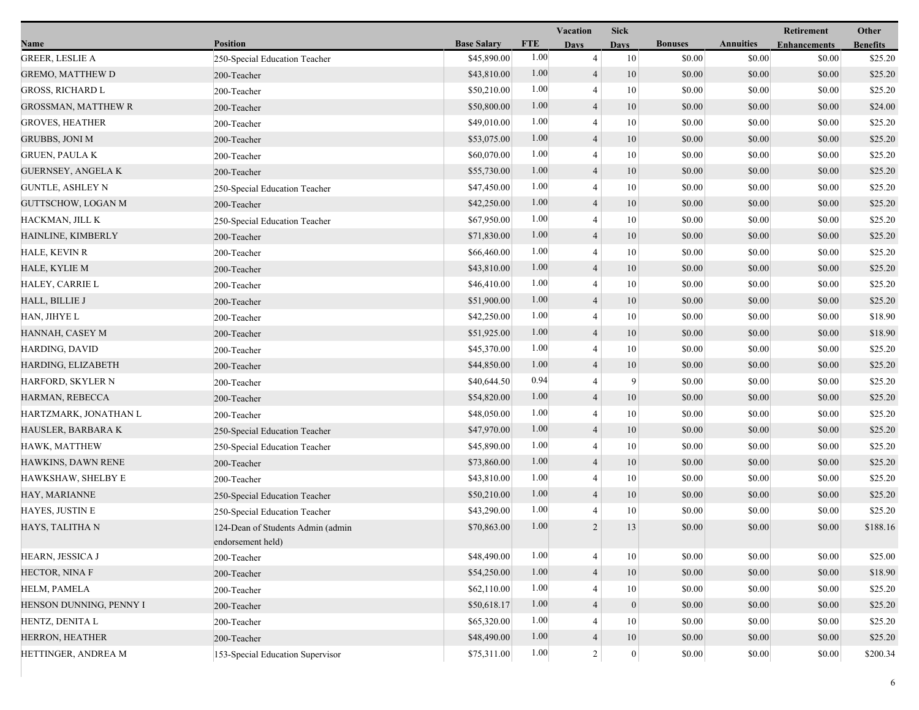| Name | Position | Base Salary | FTE | Vacation Days | Sick Days | Bonuses | Annuities | Retirement Enhancements | Other Benefits |
|---|---|---|---|---|---|---|---|---|---|
| GREER, LESLIE A | 250-Special Education Teacher | $45,890.00 | 1.00 | 4 | 10 | $0.00 | $0.00 | $0.00 | $25.20 |
| GREMO, MATTHEW D | 200-Teacher | $43,810.00 | 1.00 | 4 | 10 | $0.00 | $0.00 | $0.00 | $25.20 |
| GROSS, RICHARD L | 200-Teacher | $50,210.00 | 1.00 | 4 | 10 | $0.00 | $0.00 | $0.00 | $25.20 |
| GROSSMAN, MATTHEW R | 200-Teacher | $50,800.00 | 1.00 | 4 | 10 | $0.00 | $0.00 | $0.00 | $24.00 |
| GROVES, HEATHER | 200-Teacher | $49,010.00 | 1.00 | 4 | 10 | $0.00 | $0.00 | $0.00 | $25.20 |
| GRUBBS, JONI M | 200-Teacher | $53,075.00 | 1.00 | 4 | 10 | $0.00 | $0.00 | $0.00 | $25.20 |
| GRUEN, PAULA K | 200-Teacher | $60,070.00 | 1.00 | 4 | 10 | $0.00 | $0.00 | $0.00 | $25.20 |
| GUERNSEY, ANGELA K | 200-Teacher | $55,730.00 | 1.00 | 4 | 10 | $0.00 | $0.00 | $0.00 | $25.20 |
| GUNTLE, ASHLEY N | 250-Special Education Teacher | $47,450.00 | 1.00 | 4 | 10 | $0.00 | $0.00 | $0.00 | $25.20 |
| GUTTSCHOW, LOGAN M | 200-Teacher | $42,250.00 | 1.00 | 4 | 10 | $0.00 | $0.00 | $0.00 | $25.20 |
| HACKMAN, JILL K | 250-Special Education Teacher | $67,950.00 | 1.00 | 4 | 10 | $0.00 | $0.00 | $0.00 | $25.20 |
| HAINLINE, KIMBERLY | 200-Teacher | $71,830.00 | 1.00 | 4 | 10 | $0.00 | $0.00 | $0.00 | $25.20 |
| HALE, KEVIN R | 200-Teacher | $66,460.00 | 1.00 | 4 | 10 | $0.00 | $0.00 | $0.00 | $25.20 |
| HALE, KYLIE M | 200-Teacher | $43,810.00 | 1.00 | 4 | 10 | $0.00 | $0.00 | $0.00 | $25.20 |
| HALEY, CARRIE L | 200-Teacher | $46,410.00 | 1.00 | 4 | 10 | $0.00 | $0.00 | $0.00 | $25.20 |
| HALL, BILLIE J | 200-Teacher | $51,900.00 | 1.00 | 4 | 10 | $0.00 | $0.00 | $0.00 | $25.20 |
| HAN, JIHYE L | 200-Teacher | $42,250.00 | 1.00 | 4 | 10 | $0.00 | $0.00 | $0.00 | $18.90 |
| HANNAH, CASEY M | 200-Teacher | $51,925.00 | 1.00 | 4 | 10 | $0.00 | $0.00 | $0.00 | $18.90 |
| HARDING, DAVID | 200-Teacher | $45,370.00 | 1.00 | 4 | 10 | $0.00 | $0.00 | $0.00 | $25.20 |
| HARDING, ELIZABETH | 200-Teacher | $44,850.00 | 1.00 | 4 | 10 | $0.00 | $0.00 | $0.00 | $25.20 |
| HARFORD, SKYLER N | 200-Teacher | $40,644.50 | 0.94 | 4 | 9 | $0.00 | $0.00 | $0.00 | $25.20 |
| HARMAN, REBECCA | 200-Teacher | $54,820.00 | 1.00 | 4 | 10 | $0.00 | $0.00 | $0.00 | $25.20 |
| HARTZMARK, JONATHAN L | 200-Teacher | $48,050.00 | 1.00 | 4 | 10 | $0.00 | $0.00 | $0.00 | $25.20 |
| HAUSLER, BARBARA K | 250-Special Education Teacher | $47,970.00 | 1.00 | 4 | 10 | $0.00 | $0.00 | $0.00 | $25.20 |
| HAWK, MATTHEW | 250-Special Education Teacher | $45,890.00 | 1.00 | 4 | 10 | $0.00 | $0.00 | $0.00 | $25.20 |
| HAWKINS, DAWN RENE | 200-Teacher | $73,860.00 | 1.00 | 4 | 10 | $0.00 | $0.00 | $0.00 | $25.20 |
| HAWKSHAW, SHELBY E | 200-Teacher | $43,810.00 | 1.00 | 4 | 10 | $0.00 | $0.00 | $0.00 | $25.20 |
| HAY, MARIANNE | 250-Special Education Teacher | $50,210.00 | 1.00 | 4 | 10 | $0.00 | $0.00 | $0.00 | $25.20 |
| HAYES, JUSTIN E | 250-Special Education Teacher | $43,290.00 | 1.00 | 4 | 10 | $0.00 | $0.00 | $0.00 | $25.20 |
| HAYS, TALITHA N | 124-Dean of Students Admin (admin endorsement held) | $70,863.00 | 1.00 | 2 | 13 | $0.00 | $0.00 | $0.00 | $188.16 |
| HEARN, JESSICA J | 200-Teacher | $48,490.00 | 1.00 | 4 | 10 | $0.00 | $0.00 | $0.00 | $25.00 |
| HECTOR, NINA F | 200-Teacher | $54,250.00 | 1.00 | 4 | 10 | $0.00 | $0.00 | $0.00 | $18.90 |
| HELM, PAMELA | 200-Teacher | $62,110.00 | 1.00 | 4 | 10 | $0.00 | $0.00 | $0.00 | $25.20 |
| HENSON DUNNING, PENNY I | 200-Teacher | $50,618.17 | 1.00 | 4 | 0 | $0.00 | $0.00 | $0.00 | $25.20 |
| HENTZ, DENITA L | 200-Teacher | $65,320.00 | 1.00 | 4 | 10 | $0.00 | $0.00 | $0.00 | $25.20 |
| HERRON, HEATHER | 200-Teacher | $48,490.00 | 1.00 | 4 | 10 | $0.00 | $0.00 | $0.00 | $25.20 |
| HETTINGER, ANDREA M | 153-Special Education Supervisor | $75,311.00 | 1.00 | 2 | 0 | $0.00 | $0.00 | $0.00 | $200.34 |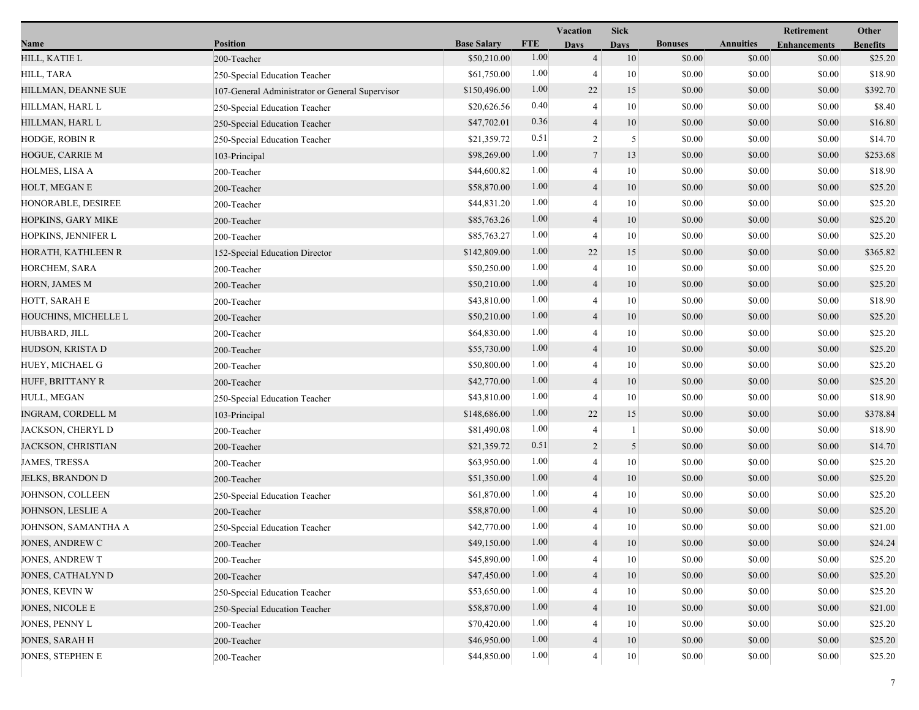| Name | Position | Base Salary | FTE | Vacation Days | Sick Days | Bonuses | Annuities | Retirement Enhancements | Other Benefits |
|---|---|---|---|---|---|---|---|---|---|
| HILL, KATIE L | 200-Teacher | $50,210.00 | 1.00 | 4 | 10 | $0.00 | $0.00 | $0.00 | $25.20 |
| HILL, TARA | 250-Special Education Teacher | $61,750.00 | 1.00 | 4 | 10 | $0.00 | $0.00 | $0.00 | $18.90 |
| HILLMAN, DEANNE SUE | 107-General Administrator or General Supervisor | $150,496.00 | 1.00 | 22 | 15 | $0.00 | $0.00 | $0.00 | $392.70 |
| HILLMAN, HARL L | 250-Special Education Teacher | $20,626.56 | 0.40 | 4 | 10 | $0.00 | $0.00 | $0.00 | $8.40 |
| HILLMAN, HARL L | 250-Special Education Teacher | $47,702.01 | 0.36 | 4 | 10 | $0.00 | $0.00 | $0.00 | $16.80 |
| HODGE, ROBIN R | 250-Special Education Teacher | $21,359.72 | 0.51 | 2 | 5 | $0.00 | $0.00 | $0.00 | $14.70 |
| HOGUE, CARRIE M | 103-Principal | $98,269.00 | 1.00 | 7 | 13 | $0.00 | $0.00 | $0.00 | $253.68 |
| HOLMES, LISA A | 200-Teacher | $44,600.82 | 1.00 | 4 | 10 | $0.00 | $0.00 | $0.00 | $18.90 |
| HOLT, MEGAN E | 200-Teacher | $58,870.00 | 1.00 | 4 | 10 | $0.00 | $0.00 | $0.00 | $25.20 |
| HONORABLE, DESIREE | 200-Teacher | $44,831.20 | 1.00 | 4 | 10 | $0.00 | $0.00 | $0.00 | $25.20 |
| HOPKINS, GARY MIKE | 200-Teacher | $85,763.26 | 1.00 | 4 | 10 | $0.00 | $0.00 | $0.00 | $25.20 |
| HOPKINS, JENNIFER L | 200-Teacher | $85,763.27 | 1.00 | 4 | 10 | $0.00 | $0.00 | $0.00 | $25.20 |
| HORATH, KATHLEEN R | 152-Special Education Director | $142,809.00 | 1.00 | 22 | 15 | $0.00 | $0.00 | $0.00 | $365.82 |
| HORCHEM, SARA | 200-Teacher | $50,250.00 | 1.00 | 4 | 10 | $0.00 | $0.00 | $0.00 | $25.20 |
| HORN, JAMES M | 200-Teacher | $50,210.00 | 1.00 | 4 | 10 | $0.00 | $0.00 | $0.00 | $25.20 |
| HOTT, SARAH E | 200-Teacher | $43,810.00 | 1.00 | 4 | 10 | $0.00 | $0.00 | $0.00 | $18.90 |
| HOUCHINS, MICHELLE L | 200-Teacher | $50,210.00 | 1.00 | 4 | 10 | $0.00 | $0.00 | $0.00 | $25.20 |
| HUBBARD, JILL | 200-Teacher | $64,830.00 | 1.00 | 4 | 10 | $0.00 | $0.00 | $0.00 | $25.20 |
| HUDSON, KRISTA D | 200-Teacher | $55,730.00 | 1.00 | 4 | 10 | $0.00 | $0.00 | $0.00 | $25.20 |
| HUEY, MICHAEL G | 200-Teacher | $50,800.00 | 1.00 | 4 | 10 | $0.00 | $0.00 | $0.00 | $25.20 |
| HUFF, BRITTANY R | 200-Teacher | $42,770.00 | 1.00 | 4 | 10 | $0.00 | $0.00 | $0.00 | $25.20 |
| HULL, MEGAN | 250-Special Education Teacher | $43,810.00 | 1.00 | 4 | 10 | $0.00 | $0.00 | $0.00 | $18.90 |
| INGRAM, CORDELL M | 103-Principal | $148,686.00 | 1.00 | 22 | 15 | $0.00 | $0.00 | $0.00 | $378.84 |
| JACKSON, CHERYL D | 200-Teacher | $81,490.08 | 1.00 | 4 | 1 | $0.00 | $0.00 | $0.00 | $18.90 |
| JACKSON, CHRISTIAN | 200-Teacher | $21,359.72 | 0.51 | 2 | 5 | $0.00 | $0.00 | $0.00 | $14.70 |
| JAMES, TRESSA | 200-Teacher | $63,950.00 | 1.00 | 4 | 10 | $0.00 | $0.00 | $0.00 | $25.20 |
| JELKS, BRANDON D | 200-Teacher | $51,350.00 | 1.00 | 4 | 10 | $0.00 | $0.00 | $0.00 | $25.20 |
| JOHNSON, COLLEEN | 250-Special Education Teacher | $61,870.00 | 1.00 | 4 | 10 | $0.00 | $0.00 | $0.00 | $25.20 |
| JOHNSON, LESLIE A | 200-Teacher | $58,870.00 | 1.00 | 4 | 10 | $0.00 | $0.00 | $0.00 | $25.20 |
| JOHNSON, SAMANTHA A | 250-Special Education Teacher | $42,770.00 | 1.00 | 4 | 10 | $0.00 | $0.00 | $0.00 | $21.00 |
| JONES, ANDREW C | 200-Teacher | $49,150.00 | 1.00 | 4 | 10 | $0.00 | $0.00 | $0.00 | $24.24 |
| JONES, ANDREW T | 200-Teacher | $45,890.00 | 1.00 | 4 | 10 | $0.00 | $0.00 | $0.00 | $25.20 |
| JONES, CATHALYN D | 200-Teacher | $47,450.00 | 1.00 | 4 | 10 | $0.00 | $0.00 | $0.00 | $25.20 |
| JONES, KEVIN W | 250-Special Education Teacher | $53,650.00 | 1.00 | 4 | 10 | $0.00 | $0.00 | $0.00 | $25.20 |
| JONES, NICOLE E | 250-Special Education Teacher | $58,870.00 | 1.00 | 4 | 10 | $0.00 | $0.00 | $0.00 | $21.00 |
| JONES, PENNY L | 200-Teacher | $70,420.00 | 1.00 | 4 | 10 | $0.00 | $0.00 | $0.00 | $25.20 |
| JONES, SARAH H | 200-Teacher | $46,950.00 | 1.00 | 4 | 10 | $0.00 | $0.00 | $0.00 | $25.20 |
| JONES, STEPHEN E | 200-Teacher | $44,850.00 | 1.00 | 4 | 10 | $0.00 | $0.00 | $0.00 | $25.20 |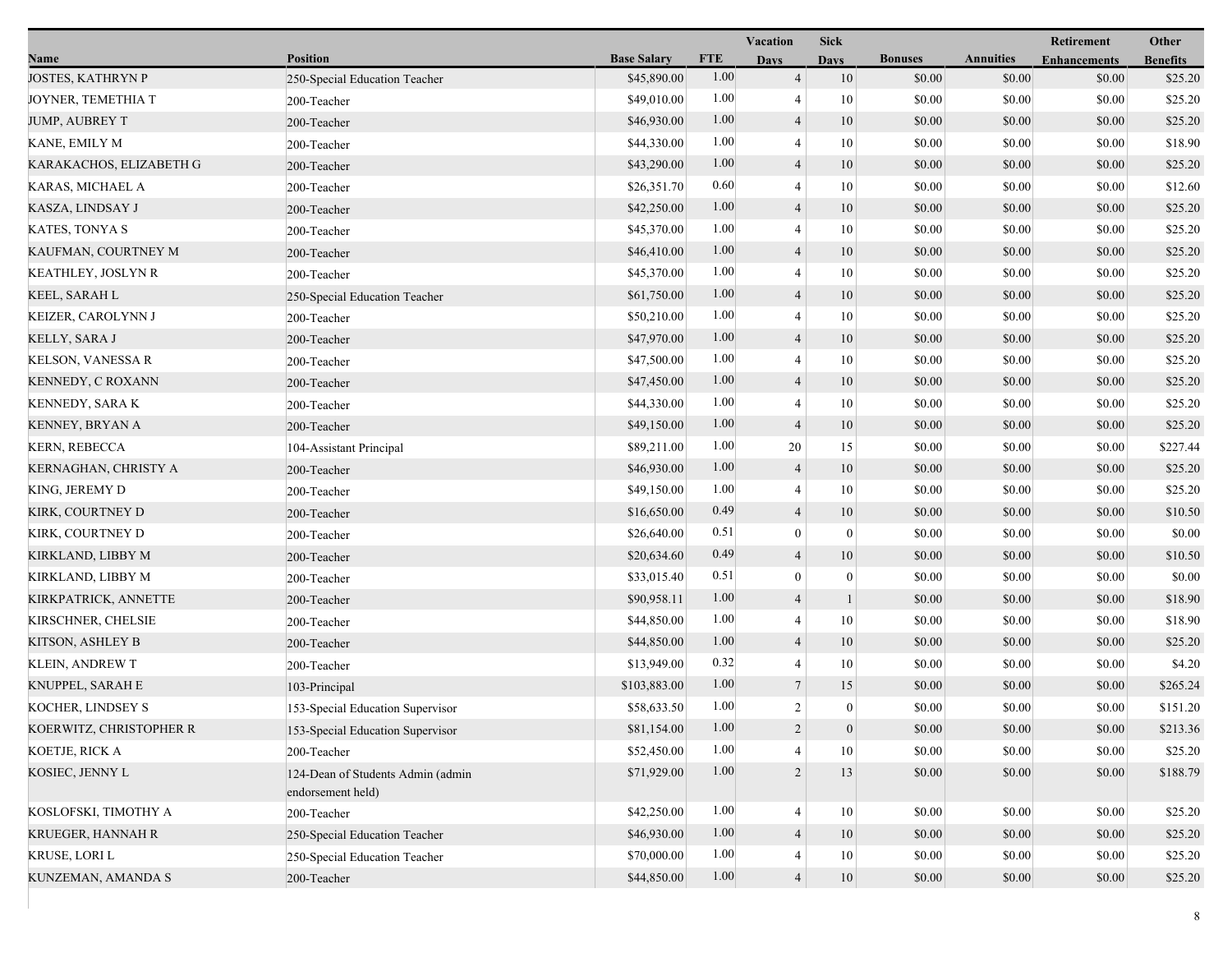| Name | Position | Base Salary | FTE | Vacation Days | Sick Days | Bonuses | Annuities | Retirement Enhancements | Other Benefits |
|---|---|---|---|---|---|---|---|---|---|
| JOSTES, KATHRYN P | 250-Special Education Teacher | $45,890.00 | 1.00 | 4 | 10 | $0.00 | $0.00 | $0.00 | $25.20 |
| JOYNER, TEMETHIA T | 200-Teacher | $49,010.00 | 1.00 | 4 | 10 | $0.00 | $0.00 | $0.00 | $25.20 |
| JUMP, AUBREY T | 200-Teacher | $46,930.00 | 1.00 | 4 | 10 | $0.00 | $0.00 | $0.00 | $25.20 |
| KANE, EMILY M | 200-Teacher | $44,330.00 | 1.00 | 4 | 10 | $0.00 | $0.00 | $0.00 | $18.90 |
| KARAKACHOS, ELIZABETH G | 200-Teacher | $43,290.00 | 1.00 | 4 | 10 | $0.00 | $0.00 | $0.00 | $25.20 |
| KARAS, MICHAEL A | 200-Teacher | $26,351.70 | 0.60 | 4 | 10 | $0.00 | $0.00 | $0.00 | $12.60 |
| KASZA, LINDSAY J | 200-Teacher | $42,250.00 | 1.00 | 4 | 10 | $0.00 | $0.00 | $0.00 | $25.20 |
| KATES, TONYA S | 200-Teacher | $45,370.00 | 1.00 | 4 | 10 | $0.00 | $0.00 | $0.00 | $25.20 |
| KAUFMAN, COURTNEY M | 200-Teacher | $46,410.00 | 1.00 | 4 | 10 | $0.00 | $0.00 | $0.00 | $25.20 |
| KEATHLEY, JOSLYN R | 200-Teacher | $45,370.00 | 1.00 | 4 | 10 | $0.00 | $0.00 | $0.00 | $25.20 |
| KEEL, SARAH L | 250-Special Education Teacher | $61,750.00 | 1.00 | 4 | 10 | $0.00 | $0.00 | $0.00 | $25.20 |
| KEIZER, CAROLYNN J | 200-Teacher | $50,210.00 | 1.00 | 4 | 10 | $0.00 | $0.00 | $0.00 | $25.20 |
| KELLY, SARA J | 200-Teacher | $47,970.00 | 1.00 | 4 | 10 | $0.00 | $0.00 | $0.00 | $25.20 |
| KELSON, VANESSA R | 200-Teacher | $47,500.00 | 1.00 | 4 | 10 | $0.00 | $0.00 | $0.00 | $25.20 |
| KENNEDY, C ROXANN | 200-Teacher | $47,450.00 | 1.00 | 4 | 10 | $0.00 | $0.00 | $0.00 | $25.20 |
| KENNEDY, SARA K | 200-Teacher | $44,330.00 | 1.00 | 4 | 10 | $0.00 | $0.00 | $0.00 | $25.20 |
| KENNEY, BRYAN A | 200-Teacher | $49,150.00 | 1.00 | 4 | 10 | $0.00 | $0.00 | $0.00 | $25.20 |
| KERN, REBECCA | 104-Assistant Principal | $89,211.00 | 1.00 | 20 | 15 | $0.00 | $0.00 | $0.00 | $227.44 |
| KERNAGHAN, CHRISTY A | 200-Teacher | $46,930.00 | 1.00 | 4 | 10 | $0.00 | $0.00 | $0.00 | $25.20 |
| KING, JEREMY D | 200-Teacher | $49,150.00 | 1.00 | 4 | 10 | $0.00 | $0.00 | $0.00 | $25.20 |
| KIRK, COURTNEY D | 200-Teacher | $16,650.00 | 0.49 | 4 | 10 | $0.00 | $0.00 | $0.00 | $10.50 |
| KIRK, COURTNEY D | 200-Teacher | $26,640.00 | 0.51 | 0 | 0 | $0.00 | $0.00 | $0.00 | $0.00 |
| KIRKLAND, LIBBY M | 200-Teacher | $20,634.60 | 0.49 | 4 | 10 | $0.00 | $0.00 | $0.00 | $10.50 |
| KIRKLAND, LIBBY M | 200-Teacher | $33,015.40 | 0.51 | 0 | 0 | $0.00 | $0.00 | $0.00 | $0.00 |
| KIRKPATRICK, ANNETTE | 200-Teacher | $90,958.11 | 1.00 | 4 | 1 | $0.00 | $0.00 | $0.00 | $18.90 |
| KIRSCHNER, CHELSIE | 200-Teacher | $44,850.00 | 1.00 | 4 | 10 | $0.00 | $0.00 | $0.00 | $18.90 |
| KITSON, ASHLEY B | 200-Teacher | $44,850.00 | 1.00 | 4 | 10 | $0.00 | $0.00 | $0.00 | $25.20 |
| KLEIN, ANDREW T | 200-Teacher | $13,949.00 | 0.32 | 4 | 10 | $0.00 | $0.00 | $0.00 | $4.20 |
| KNUPPEL, SARAH E | 103-Principal | $103,883.00 | 1.00 | 7 | 15 | $0.00 | $0.00 | $0.00 | $265.24 |
| KOCHER, LINDSEY S | 153-Special Education Supervisor | $58,633.50 | 1.00 | 2 | 0 | $0.00 | $0.00 | $0.00 | $151.20 |
| KOERWITZ, CHRISTOPHER R | 153-Special Education Supervisor | $81,154.00 | 1.00 | 2 | 0 | $0.00 | $0.00 | $0.00 | $213.36 |
| KOETJE, RICK A | 200-Teacher | $52,450.00 | 1.00 | 4 | 10 | $0.00 | $0.00 | $0.00 | $25.20 |
| KOSIEC, JENNY L | 124-Dean of Students Admin (admin endorsement held) | $71,929.00 | 1.00 | 2 | 13 | $0.00 | $0.00 | $0.00 | $188.79 |
| KOSLOFSKI, TIMOTHY A | 200-Teacher | $42,250.00 | 1.00 | 4 | 10 | $0.00 | $0.00 | $0.00 | $25.20 |
| KRUEGER, HANNAH R | 250-Special Education Teacher | $46,930.00 | 1.00 | 4 | 10 | $0.00 | $0.00 | $0.00 | $25.20 |
| KRUSE, LORI L | 250-Special Education Teacher | $70,000.00 | 1.00 | 4 | 10 | $0.00 | $0.00 | $0.00 | $25.20 |
| KUNZEMAN, AMANDA S | 200-Teacher | $44,850.00 | 1.00 | 4 | 10 | $0.00 | $0.00 | $0.00 | $25.20 |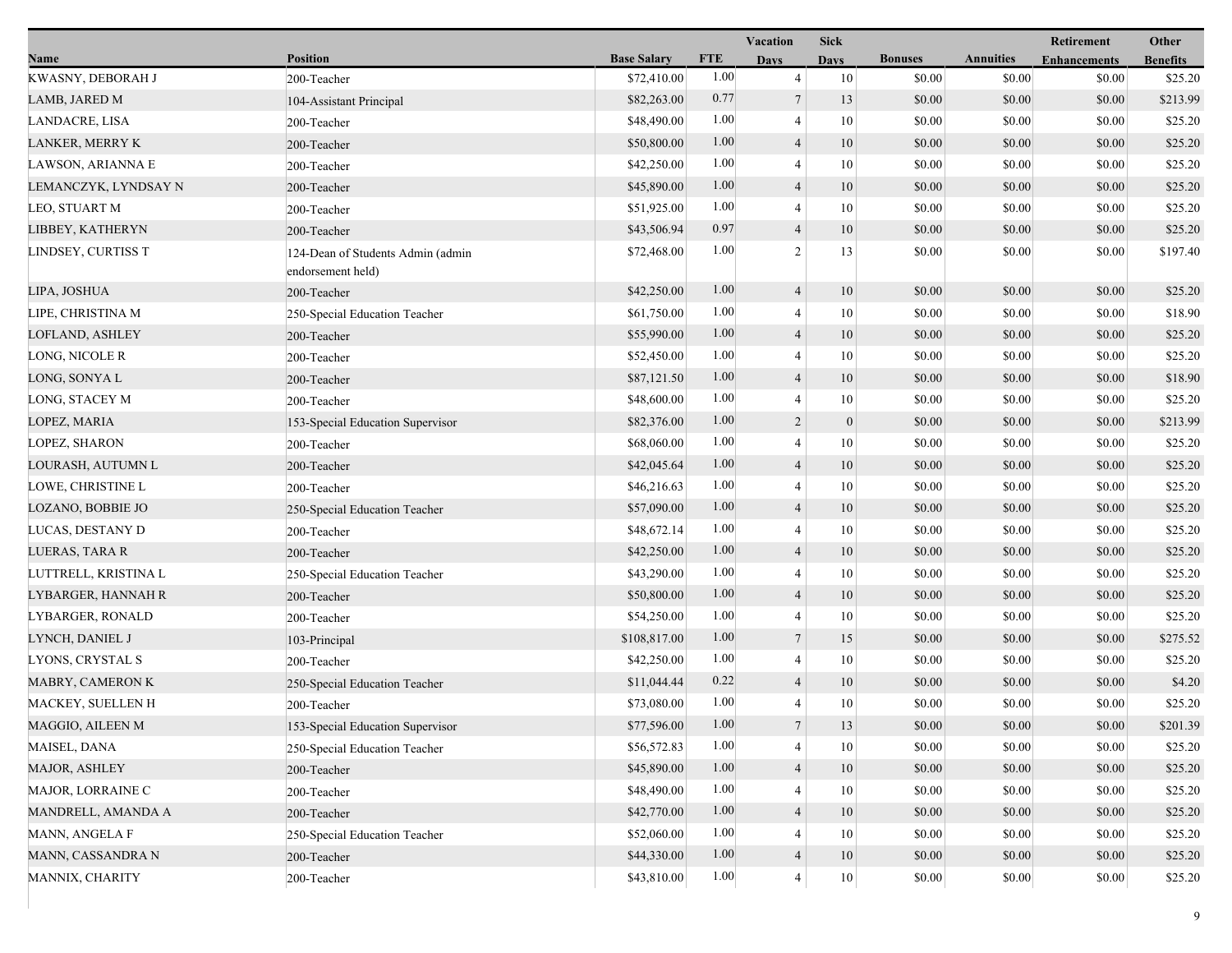| Name | Position | Base Salary | FTE | Vacation Days | Sick Days | Bonuses | Annuities | Retirement Enhancements | Other Benefits |
|---|---|---|---|---|---|---|---|---|---|
| KWASNY, DEBORAH J | 200-Teacher | $72,410.00 | 1.00 | 4 | 10 | $0.00 | $0.00 | $0.00 | $25.20 |
| LAMB, JARED M | 104-Assistant Principal | $82,263.00 | 0.77 | 7 | 13 | $0.00 | $0.00 | $0.00 | $213.99 |
| LANDACRE, LISA | 200-Teacher | $48,490.00 | 1.00 | 4 | 10 | $0.00 | $0.00 | $0.00 | $25.20 |
| LANKER, MERRY K | 200-Teacher | $50,800.00 | 1.00 | 4 | 10 | $0.00 | $0.00 | $0.00 | $25.20 |
| LAWSON, ARIANNA E | 200-Teacher | $42,250.00 | 1.00 | 4 | 10 | $0.00 | $0.00 | $0.00 | $25.20 |
| LEMANCZYK, LYNDSAY N | 200-Teacher | $45,890.00 | 1.00 | 4 | 10 | $0.00 | $0.00 | $0.00 | $25.20 |
| LEO, STUART M | 200-Teacher | $51,925.00 | 1.00 | 4 | 10 | $0.00 | $0.00 | $0.00 | $25.20 |
| LIBBEY, KATHERYN | 200-Teacher | $43,506.94 | 0.97 | 4 | 10 | $0.00 | $0.00 | $0.00 | $25.20 |
| LINDSEY, CURTISS T | 124-Dean of Students Admin (admin endorsement held) | $72,468.00 | 1.00 | 2 | 13 | $0.00 | $0.00 | $0.00 | $197.40 |
| LIPA, JOSHUA | 200-Teacher | $42,250.00 | 1.00 | 4 | 10 | $0.00 | $0.00 | $0.00 | $25.20 |
| LIPE, CHRISTINA M | 250-Special Education Teacher | $61,750.00 | 1.00 | 4 | 10 | $0.00 | $0.00 | $0.00 | $18.90 |
| LOFLAND, ASHLEY | 200-Teacher | $55,990.00 | 1.00 | 4 | 10 | $0.00 | $0.00 | $0.00 | $25.20 |
| LONG, NICOLE R | 200-Teacher | $52,450.00 | 1.00 | 4 | 10 | $0.00 | $0.00 | $0.00 | $25.20 |
| LONG, SONYA L | 200-Teacher | $87,121.50 | 1.00 | 4 | 10 | $0.00 | $0.00 | $0.00 | $18.90 |
| LONG, STACEY M | 200-Teacher | $48,600.00 | 1.00 | 4 | 10 | $0.00 | $0.00 | $0.00 | $25.20 |
| LOPEZ, MARIA | 153-Special Education Supervisor | $82,376.00 | 1.00 | 2 | 0 | $0.00 | $0.00 | $0.00 | $213.99 |
| LOPEZ, SHARON | 200-Teacher | $68,060.00 | 1.00 | 4 | 10 | $0.00 | $0.00 | $0.00 | $25.20 |
| LOURASH, AUTUMN L | 200-Teacher | $42,045.64 | 1.00 | 4 | 10 | $0.00 | $0.00 | $0.00 | $25.20 |
| LOWE, CHRISTINE L | 200-Teacher | $46,216.63 | 1.00 | 4 | 10 | $0.00 | $0.00 | $0.00 | $25.20 |
| LOZANO, BOBBIE JO | 250-Special Education Teacher | $57,090.00 | 1.00 | 4 | 10 | $0.00 | $0.00 | $0.00 | $25.20 |
| LUCAS, DESTANY D | 200-Teacher | $48,672.14 | 1.00 | 4 | 10 | $0.00 | $0.00 | $0.00 | $25.20 |
| LUERAS, TARA R | 200-Teacher | $42,250.00 | 1.00 | 4 | 10 | $0.00 | $0.00 | $0.00 | $25.20 |
| LUTTRELL, KRISTINA L | 250-Special Education Teacher | $43,290.00 | 1.00 | 4 | 10 | $0.00 | $0.00 | $0.00 | $25.20 |
| LYBARGER, HANNAH R | 200-Teacher | $50,800.00 | 1.00 | 4 | 10 | $0.00 | $0.00 | $0.00 | $25.20 |
| LYBARGER, RONALD | 200-Teacher | $54,250.00 | 1.00 | 4 | 10 | $0.00 | $0.00 | $0.00 | $25.20 |
| LYNCH, DANIEL J | 103-Principal | $108,817.00 | 1.00 | 7 | 15 | $0.00 | $0.00 | $0.00 | $275.52 |
| LYONS, CRYSTAL S | 200-Teacher | $42,250.00 | 1.00 | 4 | 10 | $0.00 | $0.00 | $0.00 | $25.20 |
| MABRY, CAMERON K | 250-Special Education Teacher | $11,044.44 | 0.22 | 4 | 10 | $0.00 | $0.00 | $0.00 | $4.20 |
| MACKEY, SUELLEN H | 200-Teacher | $73,080.00 | 1.00 | 4 | 10 | $0.00 | $0.00 | $0.00 | $25.20 |
| MAGGIO, AILEEN M | 153-Special Education Supervisor | $77,596.00 | 1.00 | 7 | 13 | $0.00 | $0.00 | $0.00 | $201.39 |
| MAISEL, DANA | 250-Special Education Teacher | $56,572.83 | 1.00 | 4 | 10 | $0.00 | $0.00 | $0.00 | $25.20 |
| MAJOR, ASHLEY | 200-Teacher | $45,890.00 | 1.00 | 4 | 10 | $0.00 | $0.00 | $0.00 | $25.20 |
| MAJOR, LORRAINE C | 200-Teacher | $48,490.00 | 1.00 | 4 | 10 | $0.00 | $0.00 | $0.00 | $25.20 |
| MANDRELL, AMANDA A | 200-Teacher | $42,770.00 | 1.00 | 4 | 10 | $0.00 | $0.00 | $0.00 | $25.20 |
| MANN, ANGELA F | 250-Special Education Teacher | $52,060.00 | 1.00 | 4 | 10 | $0.00 | $0.00 | $0.00 | $25.20 |
| MANN, CASSANDRA N | 200-Teacher | $44,330.00 | 1.00 | 4 | 10 | $0.00 | $0.00 | $0.00 | $25.20 |
| MANNIX, CHARITY | 200-Teacher | $43,810.00 | 1.00 | 4 | 10 | $0.00 | $0.00 | $0.00 | $25.20 |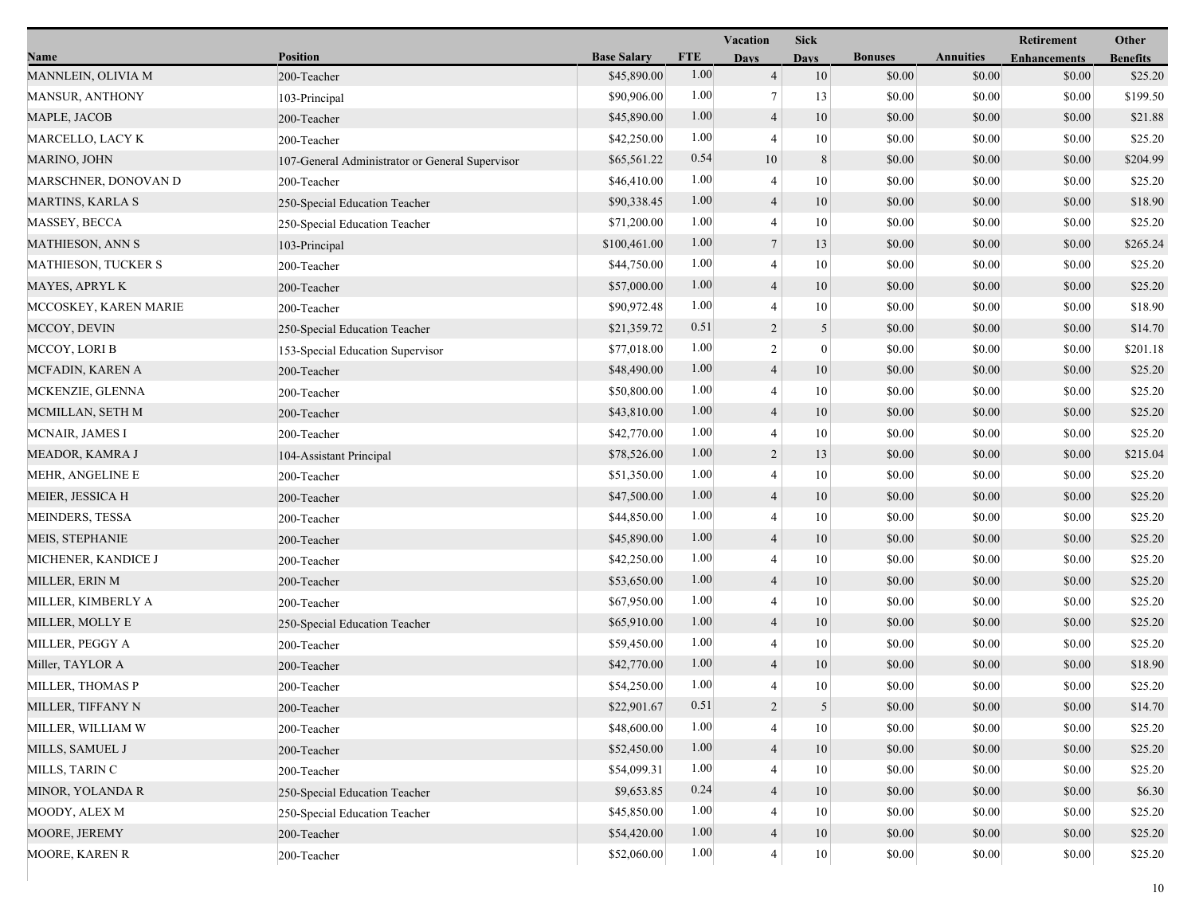| Name | Position | Base Salary | FTE | Vacation Days | Sick Days | Bonuses | Annuities | Retirement Enhancements | Other Benefits |
|---|---|---|---|---|---|---|---|---|---|
| MANNLEIN, OLIVIA M | 200-Teacher | $45,890.00 | 1.00 | 4 | 10 | $0.00 | $0.00 | $0.00 | $25.20 |
| MANSUR, ANTHONY | 103-Principal | $90,906.00 | 1.00 | 7 | 13 | $0.00 | $0.00 | $0.00 | $199.50 |
| MAPLE, JACOB | 200-Teacher | $45,890.00 | 1.00 | 4 | 10 | $0.00 | $0.00 | $0.00 | $21.88 |
| MARCELLO, LACY K | 200-Teacher | $42,250.00 | 1.00 | 4 | 10 | $0.00 | $0.00 | $0.00 | $25.20 |
| MARINO, JOHN | 107-General Administrator or General Supervisor | $65,561.22 | 0.54 | 10 | 8 | $0.00 | $0.00 | $0.00 | $204.99 |
| MARSCHNER, DONOVAN D | 200-Teacher | $46,410.00 | 1.00 | 4 | 10 | $0.00 | $0.00 | $0.00 | $25.20 |
| MARTINS, KARLA S | 250-Special Education Teacher | $90,338.45 | 1.00 | 4 | 10 | $0.00 | $0.00 | $0.00 | $18.90 |
| MASSEY, BECCA | 250-Special Education Teacher | $71,200.00 | 1.00 | 4 | 10 | $0.00 | $0.00 | $0.00 | $25.20 |
| MATHIESON, ANN S | 103-Principal | $100,461.00 | 1.00 | 7 | 13 | $0.00 | $0.00 | $0.00 | $265.24 |
| MATHIESON, TUCKER S | 200-Teacher | $44,750.00 | 1.00 | 4 | 10 | $0.00 | $0.00 | $0.00 | $25.20 |
| MAYES, APRYL K | 200-Teacher | $57,000.00 | 1.00 | 4 | 10 | $0.00 | $0.00 | $0.00 | $25.20 |
| MCCOSKEY, KAREN MARIE | 200-Teacher | $90,972.48 | 1.00 | 4 | 10 | $0.00 | $0.00 | $0.00 | $18.90 |
| MCCOY, DEVIN | 250-Special Education Teacher | $21,359.72 | 0.51 | 2 | 5 | $0.00 | $0.00 | $0.00 | $14.70 |
| MCCOY, LORI B | 153-Special Education Supervisor | $77,018.00 | 1.00 | 2 | 0 | $0.00 | $0.00 | $0.00 | $201.18 |
| MCFADIN, KAREN A | 200-Teacher | $48,490.00 | 1.00 | 4 | 10 | $0.00 | $0.00 | $0.00 | $25.20 |
| MCKENZIE, GLENNA | 200-Teacher | $50,800.00 | 1.00 | 4 | 10 | $0.00 | $0.00 | $0.00 | $25.20 |
| MCMILLAN, SETH M | 200-Teacher | $43,810.00 | 1.00 | 4 | 10 | $0.00 | $0.00 | $0.00 | $25.20 |
| MCNAIR, JAMES I | 200-Teacher | $42,770.00 | 1.00 | 4 | 10 | $0.00 | $0.00 | $0.00 | $25.20 |
| MEADOR, KAMRA J | 104-Assistant Principal | $78,526.00 | 1.00 | 2 | 13 | $0.00 | $0.00 | $0.00 | $215.04 |
| MEHR, ANGELINE E | 200-Teacher | $51,350.00 | 1.00 | 4 | 10 | $0.00 | $0.00 | $0.00 | $25.20 |
| MEIER, JESSICA H | 200-Teacher | $47,500.00 | 1.00 | 4 | 10 | $0.00 | $0.00 | $0.00 | $25.20 |
| MEINDERS, TESSA | 200-Teacher | $44,850.00 | 1.00 | 4 | 10 | $0.00 | $0.00 | $0.00 | $25.20 |
| MEIS, STEPHANIE | 200-Teacher | $45,890.00 | 1.00 | 4 | 10 | $0.00 | $0.00 | $0.00 | $25.20 |
| MICHENER, KANDICE J | 200-Teacher | $42,250.00 | 1.00 | 4 | 10 | $0.00 | $0.00 | $0.00 | $25.20 |
| MILLER, ERIN M | 200-Teacher | $53,650.00 | 1.00 | 4 | 10 | $0.00 | $0.00 | $0.00 | $25.20 |
| MILLER, KIMBERLY A | 200-Teacher | $67,950.00 | 1.00 | 4 | 10 | $0.00 | $0.00 | $0.00 | $25.20 |
| MILLER, MOLLY E | 250-Special Education Teacher | $65,910.00 | 1.00 | 4 | 10 | $0.00 | $0.00 | $0.00 | $25.20 |
| MILLER, PEGGY A | 200-Teacher | $59,450.00 | 1.00 | 4 | 10 | $0.00 | $0.00 | $0.00 | $25.20 |
| Miller, TAYLOR A | 200-Teacher | $42,770.00 | 1.00 | 4 | 10 | $0.00 | $0.00 | $0.00 | $18.90 |
| MILLER, THOMAS P | 200-Teacher | $54,250.00 | 1.00 | 4 | 10 | $0.00 | $0.00 | $0.00 | $25.20 |
| MILLER, TIFFANY N | 200-Teacher | $22,901.67 | 0.51 | 2 | 5 | $0.00 | $0.00 | $0.00 | $14.70 |
| MILLER, WILLIAM W | 200-Teacher | $48,600.00 | 1.00 | 4 | 10 | $0.00 | $0.00 | $0.00 | $25.20 |
| MILLS, SAMUEL J | 200-Teacher | $52,450.00 | 1.00 | 4 | 10 | $0.00 | $0.00 | $0.00 | $25.20 |
| MILLS, TARIN C | 200-Teacher | $54,099.31 | 1.00 | 4 | 10 | $0.00 | $0.00 | $0.00 | $25.20 |
| MINOR, YOLANDA R | 250-Special Education Teacher | $9,653.85 | 0.24 | 4 | 10 | $0.00 | $0.00 | $0.00 | $6.30 |
| MOODY, ALEX M | 250-Special Education Teacher | $45,850.00 | 1.00 | 4 | 10 | $0.00 | $0.00 | $0.00 | $25.20 |
| MOORE, JEREMY | 200-Teacher | $54,420.00 | 1.00 | 4 | 10 | $0.00 | $0.00 | $0.00 | $25.20 |
| MOORE, KAREN R | 200-Teacher | $52,060.00 | 1.00 | 4 | 10 | $0.00 | $0.00 | $0.00 | $25.20 |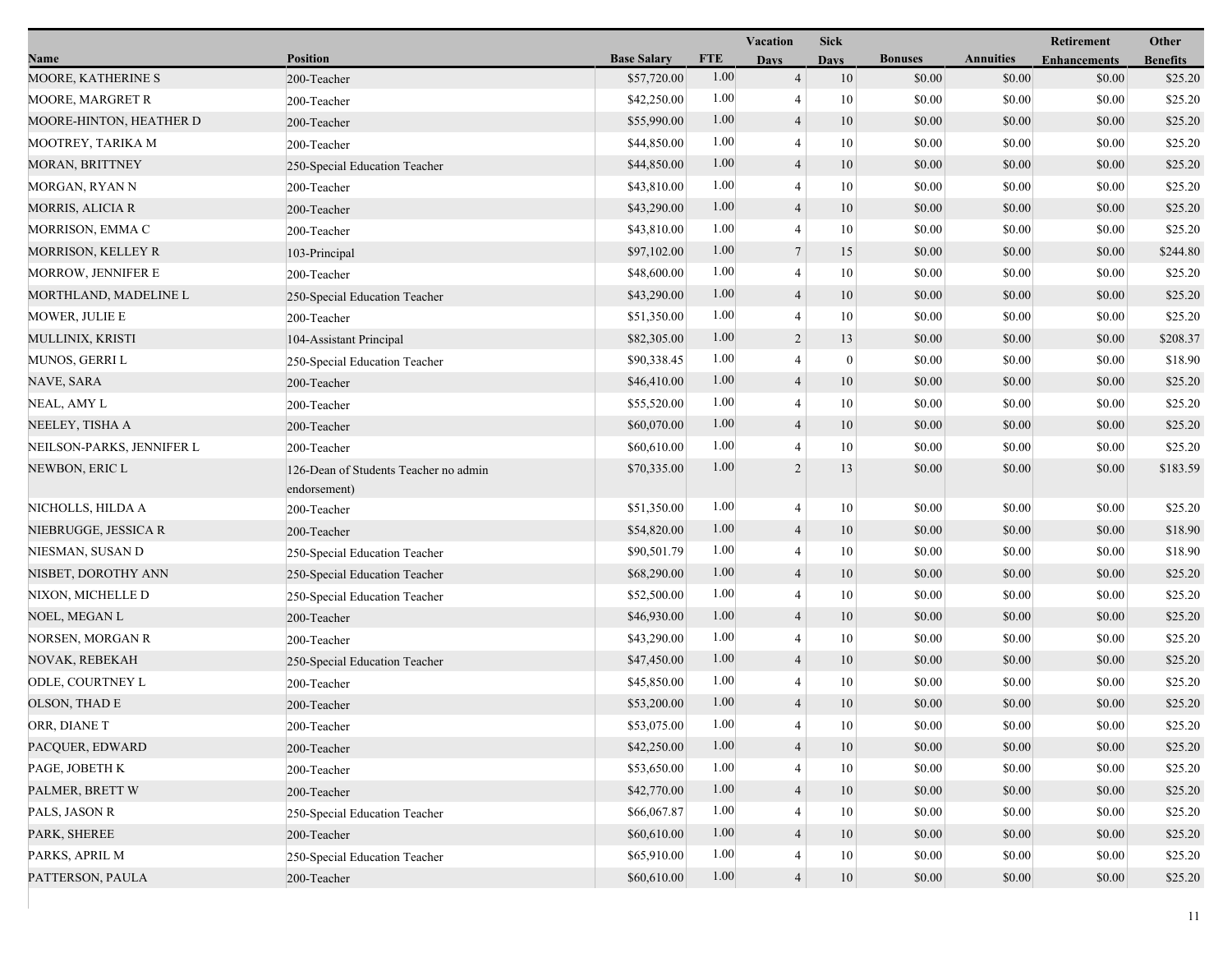| Name | Position | Base Salary | FTE | Vacation Days | Sick Days | Bonuses | Annuities | Retirement Enhancements | Other Benefits |
|---|---|---|---|---|---|---|---|---|---|
| MOORE, KATHERINE S | 200-Teacher | $57,720.00 | 1.00 | 4 | 10 | $0.00 | $0.00 | $0.00 | $25.20 |
| MOORE, MARGRET R | 200-Teacher | $42,250.00 | 1.00 | 4 | 10 | $0.00 | $0.00 | $0.00 | $25.20 |
| MOORE-HINTON, HEATHER D | 200-Teacher | $55,990.00 | 1.00 | 4 | 10 | $0.00 | $0.00 | $0.00 | $25.20 |
| MOOTREY, TARIKA M | 200-Teacher | $44,850.00 | 1.00 | 4 | 10 | $0.00 | $0.00 | $0.00 | $25.20 |
| MORAN, BRITTNEY | 250-Special Education Teacher | $44,850.00 | 1.00 | 4 | 10 | $0.00 | $0.00 | $0.00 | $25.20 |
| MORGAN, RYAN N | 200-Teacher | $43,810.00 | 1.00 | 4 | 10 | $0.00 | $0.00 | $0.00 | $25.20 |
| MORRIS, ALICIA R | 200-Teacher | $43,290.00 | 1.00 | 4 | 10 | $0.00 | $0.00 | $0.00 | $25.20 |
| MORRISON, EMMA C | 200-Teacher | $43,810.00 | 1.00 | 4 | 10 | $0.00 | $0.00 | $0.00 | $25.20 |
| MORRISON, KELLEY R | 103-Principal | $97,102.00 | 1.00 | 7 | 15 | $0.00 | $0.00 | $0.00 | $244.80 |
| MORROW, JENNIFER E | 200-Teacher | $48,600.00 | 1.00 | 4 | 10 | $0.00 | $0.00 | $0.00 | $25.20 |
| MORTHLAND, MADELINE L | 250-Special Education Teacher | $43,290.00 | 1.00 | 4 | 10 | $0.00 | $0.00 | $0.00 | $25.20 |
| MOWER, JULIE E | 200-Teacher | $51,350.00 | 1.00 | 4 | 10 | $0.00 | $0.00 | $0.00 | $25.20 |
| MULLINIX, KRISTI | 104-Assistant Principal | $82,305.00 | 1.00 | 2 | 13 | $0.00 | $0.00 | $0.00 | $208.37 |
| MUNOS, GERRI L | 250-Special Education Teacher | $90,338.45 | 1.00 | 4 | 0 | $0.00 | $0.00 | $0.00 | $18.90 |
| NAVE, SARA | 200-Teacher | $46,410.00 | 1.00 | 4 | 10 | $0.00 | $0.00 | $0.00 | $25.20 |
| NEAL, AMY L | 200-Teacher | $55,520.00 | 1.00 | 4 | 10 | $0.00 | $0.00 | $0.00 | $25.20 |
| NEELEY, TISHA A | 200-Teacher | $60,070.00 | 1.00 | 4 | 10 | $0.00 | $0.00 | $0.00 | $25.20 |
| NEILSON-PARKS, JENNIFER L | 200-Teacher | $60,610.00 | 1.00 | 4 | 10 | $0.00 | $0.00 | $0.00 | $25.20 |
| NEWBON, ERIC L | 126-Dean of Students Teacher no admin endorsement) | $70,335.00 | 1.00 | 2 | 13 | $0.00 | $0.00 | $0.00 | $183.59 |
| NICHOLLS, HILDA A | 200-Teacher | $51,350.00 | 1.00 | 4 | 10 | $0.00 | $0.00 | $0.00 | $25.20 |
| NIEBRUGGE, JESSICA R | 200-Teacher | $54,820.00 | 1.00 | 4 | 10 | $0.00 | $0.00 | $0.00 | $18.90 |
| NIESMAN, SUSAN D | 250-Special Education Teacher | $90,501.79 | 1.00 | 4 | 10 | $0.00 | $0.00 | $0.00 | $18.90 |
| NISBET, DOROTHY ANN | 250-Special Education Teacher | $68,290.00 | 1.00 | 4 | 10 | $0.00 | $0.00 | $0.00 | $25.20 |
| NIXON, MICHELLE D | 250-Special Education Teacher | $52,500.00 | 1.00 | 4 | 10 | $0.00 | $0.00 | $0.00 | $25.20 |
| NOEL, MEGAN L | 200-Teacher | $46,930.00 | 1.00 | 4 | 10 | $0.00 | $0.00 | $0.00 | $25.20 |
| NORSEN, MORGAN R | 200-Teacher | $43,290.00 | 1.00 | 4 | 10 | $0.00 | $0.00 | $0.00 | $25.20 |
| NOVAK, REBEKAH | 250-Special Education Teacher | $47,450.00 | 1.00 | 4 | 10 | $0.00 | $0.00 | $0.00 | $25.20 |
| ODLE, COURTNEY L | 200-Teacher | $45,850.00 | 1.00 | 4 | 10 | $0.00 | $0.00 | $0.00 | $25.20 |
| OLSON, THAD E | 200-Teacher | $53,200.00 | 1.00 | 4 | 10 | $0.00 | $0.00 | $0.00 | $25.20 |
| ORR, DIANE T | 200-Teacher | $53,075.00 | 1.00 | 4 | 10 | $0.00 | $0.00 | $0.00 | $25.20 |
| PACQUER, EDWARD | 200-Teacher | $42,250.00 | 1.00 | 4 | 10 | $0.00 | $0.00 | $0.00 | $25.20 |
| PAGE, JOBETH K | 200-Teacher | $53,650.00 | 1.00 | 4 | 10 | $0.00 | $0.00 | $0.00 | $25.20 |
| PALMER, BRETT W | 200-Teacher | $42,770.00 | 1.00 | 4 | 10 | $0.00 | $0.00 | $0.00 | $25.20 |
| PALS, JASON R | 250-Special Education Teacher | $66,067.87 | 1.00 | 4 | 10 | $0.00 | $0.00 | $0.00 | $25.20 |
| PARK, SHEREE | 200-Teacher | $60,610.00 | 1.00 | 4 | 10 | $0.00 | $0.00 | $0.00 | $25.20 |
| PARKS, APRIL M | 250-Special Education Teacher | $65,910.00 | 1.00 | 4 | 10 | $0.00 | $0.00 | $0.00 | $25.20 |
| PATTERSON, PAULA | 200-Teacher | $60,610.00 | 1.00 | 4 | 10 | $0.00 | $0.00 | $0.00 | $25.20 |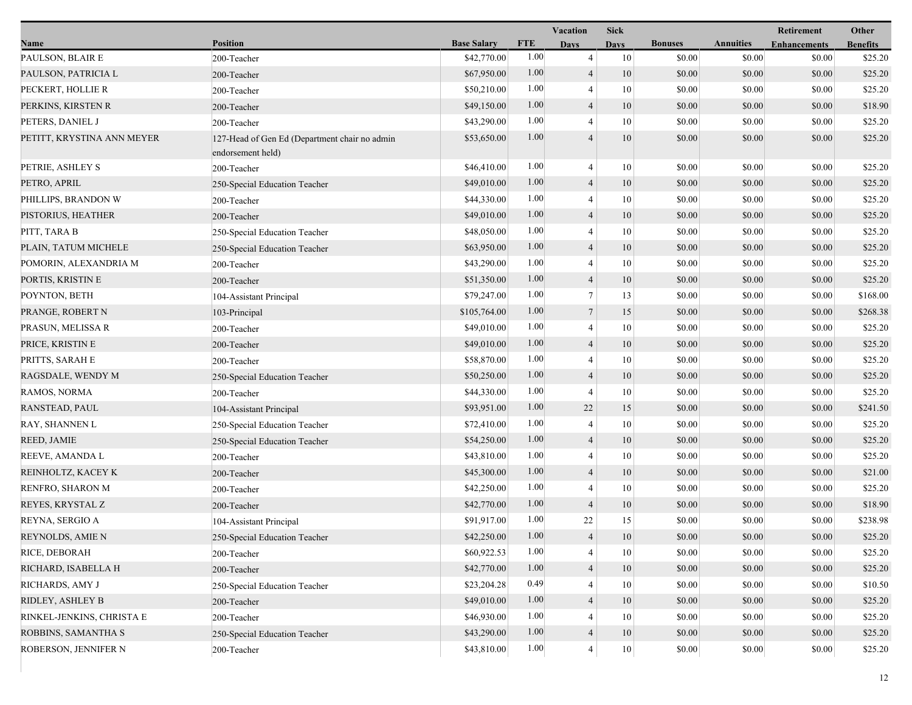| Name | Position | Base Salary | FTE | Vacation Days | Sick Days | Bonuses | Annuities | Retirement Enhancements | Other Benefits |
|---|---|---|---|---|---|---|---|---|---|
| PAULSON, BLAIR E | 200-Teacher | $42,770.00 | 1.00 | 4 | 10 | $0.00 | $0.00 | $0.00 | $25.20 |
| PAULSON, PATRICIA L | 200-Teacher | $67,950.00 | 1.00 | 4 | 10 | $0.00 | $0.00 | $0.00 | $25.20 |
| PECKERT, HOLLIE R | 200-Teacher | $50,210.00 | 1.00 | 4 | 10 | $0.00 | $0.00 | $0.00 | $25.20 |
| PERKINS, KIRSTEN R | 200-Teacher | $49,150.00 | 1.00 | 4 | 10 | $0.00 | $0.00 | $0.00 | $18.90 |
| PETERS, DANIEL J | 200-Teacher | $43,290.00 | 1.00 | 4 | 10 | $0.00 | $0.00 | $0.00 | $25.20 |
| PETITT, KRYSTINA ANN MEYER | 127-Head of Gen Ed (Department chair no admin endorsement held) | $53,650.00 | 1.00 | 4 | 10 | $0.00 | $0.00 | $0.00 | $25.20 |
| PETRIE, ASHLEY S | 200-Teacher | $46,410.00 | 1.00 | 4 | 10 | $0.00 | $0.00 | $0.00 | $25.20 |
| PETRO, APRIL | 250-Special Education Teacher | $49,010.00 | 1.00 | 4 | 10 | $0.00 | $0.00 | $0.00 | $25.20 |
| PHILLIPS, BRANDON W | 200-Teacher | $44,330.00 | 1.00 | 4 | 10 | $0.00 | $0.00 | $0.00 | $25.20 |
| PISTORIUS, HEATHER | 200-Teacher | $49,010.00 | 1.00 | 4 | 10 | $0.00 | $0.00 | $0.00 | $25.20 |
| PITT, TARA B | 250-Special Education Teacher | $48,050.00 | 1.00 | 4 | 10 | $0.00 | $0.00 | $0.00 | $25.20 |
| PLAIN, TATUM MICHELE | 250-Special Education Teacher | $63,950.00 | 1.00 | 4 | 10 | $0.00 | $0.00 | $0.00 | $25.20 |
| POMORIN, ALEXANDRIA M | 200-Teacher | $43,290.00 | 1.00 | 4 | 10 | $0.00 | $0.00 | $0.00 | $25.20 |
| PORTIS, KRISTIN E | 200-Teacher | $51,350.00 | 1.00 | 4 | 10 | $0.00 | $0.00 | $0.00 | $25.20 |
| POYNTON, BETH | 104-Assistant Principal | $79,247.00 | 1.00 | 7 | 13 | $0.00 | $0.00 | $0.00 | $168.00 |
| PRANGE, ROBERT N | 103-Principal | $105,764.00 | 1.00 | 7 | 15 | $0.00 | $0.00 | $0.00 | $268.38 |
| PRASUN, MELISSA R | 200-Teacher | $49,010.00 | 1.00 | 4 | 10 | $0.00 | $0.00 | $0.00 | $25.20 |
| PRICE, KRISTIN E | 200-Teacher | $49,010.00 | 1.00 | 4 | 10 | $0.00 | $0.00 | $0.00 | $25.20 |
| PRITTS, SARAH E | 200-Teacher | $58,870.00 | 1.00 | 4 | 10 | $0.00 | $0.00 | $0.00 | $25.20 |
| RAGSDALE, WENDY M | 250-Special Education Teacher | $50,250.00 | 1.00 | 4 | 10 | $0.00 | $0.00 | $0.00 | $25.20 |
| RAMOS, NORMA | 200-Teacher | $44,330.00 | 1.00 | 4 | 10 | $0.00 | $0.00 | $0.00 | $25.20 |
| RANSTEAD, PAUL | 104-Assistant Principal | $93,951.00 | 1.00 | 22 | 15 | $0.00 | $0.00 | $0.00 | $241.50 |
| RAY, SHANNEN L | 250-Special Education Teacher | $72,410.00 | 1.00 | 4 | 10 | $0.00 | $0.00 | $0.00 | $25.20 |
| REED, JAMIE | 250-Special Education Teacher | $54,250.00 | 1.00 | 4 | 10 | $0.00 | $0.00 | $0.00 | $25.20 |
| REEVE, AMANDA L | 200-Teacher | $43,810.00 | 1.00 | 4 | 10 | $0.00 | $0.00 | $0.00 | $25.20 |
| REINHOLTZ, KACEY K | 200-Teacher | $45,300.00 | 1.00 | 4 | 10 | $0.00 | $0.00 | $0.00 | $21.00 |
| RENFRO, SHARON M | 200-Teacher | $42,250.00 | 1.00 | 4 | 10 | $0.00 | $0.00 | $0.00 | $25.20 |
| REYES, KRYSTAL Z | 200-Teacher | $42,770.00 | 1.00 | 4 | 10 | $0.00 | $0.00 | $0.00 | $18.90 |
| REYNA, SERGIO A | 104-Assistant Principal | $91,917.00 | 1.00 | 22 | 15 | $0.00 | $0.00 | $0.00 | $238.98 |
| REYNOLDS, AMIE N | 250-Special Education Teacher | $42,250.00 | 1.00 | 4 | 10 | $0.00 | $0.00 | $0.00 | $25.20 |
| RICE, DEBORAH | 200-Teacher | $60,922.53 | 1.00 | 4 | 10 | $0.00 | $0.00 | $0.00 | $25.20 |
| RICHARD, ISABELLA H | 200-Teacher | $42,770.00 | 1.00 | 4 | 10 | $0.00 | $0.00 | $0.00 | $25.20 |
| RICHARDS, AMY J | 250-Special Education Teacher | $23,204.28 | 0.49 | 4 | 10 | $0.00 | $0.00 | $0.00 | $10.50 |
| RIDLEY, ASHLEY B | 200-Teacher | $49,010.00 | 1.00 | 4 | 10 | $0.00 | $0.00 | $0.00 | $25.20 |
| RINKEL-JENKINS, CHRISTA E | 200-Teacher | $46,930.00 | 1.00 | 4 | 10 | $0.00 | $0.00 | $0.00 | $25.20 |
| ROBBINS, SAMANTHA S | 250-Special Education Teacher | $43,290.00 | 1.00 | 4 | 10 | $0.00 | $0.00 | $0.00 | $25.20 |
| ROBERSON, JENNIFER N | 200-Teacher | $43,810.00 | 1.00 | 4 | 10 | $0.00 | $0.00 | $0.00 | $25.20 |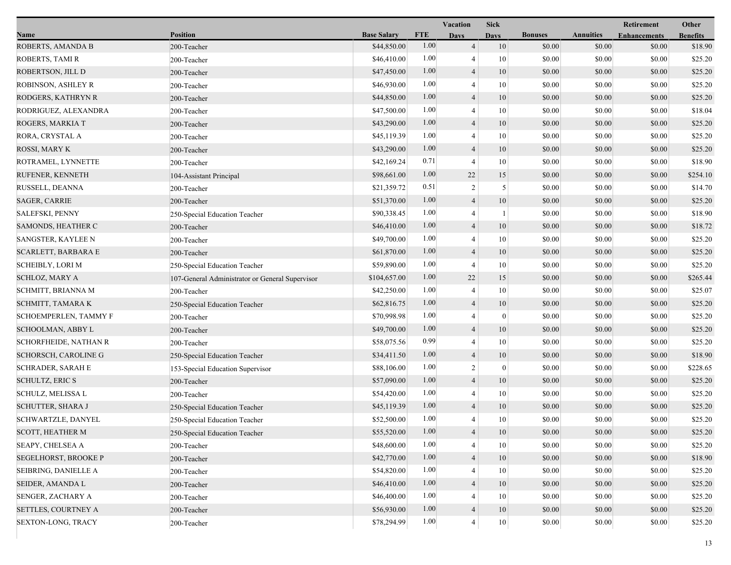| Name | Position | Base Salary | FTE | Vacation Days | Sick Days | Bonuses | Annuities | Retirement Enhancements | Other Benefits |
|---|---|---|---|---|---|---|---|---|---|
| ROBERTS, AMANDA B | 200-Teacher | $44,850.00 | 1.00 | 4 | 10 | $0.00 | $0.00 | $0.00 | $18.90 |
| ROBERTS, TAMI R | 200-Teacher | $46,410.00 | 1.00 | 4 | 10 | $0.00 | $0.00 | $0.00 | $25.20 |
| ROBERTSON, JILL D | 200-Teacher | $47,450.00 | 1.00 | 4 | 10 | $0.00 | $0.00 | $0.00 | $25.20 |
| ROBINSON, ASHLEY R | 200-Teacher | $46,930.00 | 1.00 | 4 | 10 | $0.00 | $0.00 | $0.00 | $25.20 |
| RODGERS, KATHRYN R | 200-Teacher | $44,850.00 | 1.00 | 4 | 10 | $0.00 | $0.00 | $0.00 | $25.20 |
| RODRIGUEZ, ALEXANDRA | 200-Teacher | $47,500.00 | 1.00 | 4 | 10 | $0.00 | $0.00 | $0.00 | $18.04 |
| ROGERS, MARKIA T | 200-Teacher | $43,290.00 | 1.00 | 4 | 10 | $0.00 | $0.00 | $0.00 | $25.20 |
| RORA, CRYSTAL A | 200-Teacher | $45,119.39 | 1.00 | 4 | 10 | $0.00 | $0.00 | $0.00 | $25.20 |
| ROSSI, MARY K | 200-Teacher | $43,290.00 | 1.00 | 4 | 10 | $0.00 | $0.00 | $0.00 | $25.20 |
| ROTRAMEL, LYNNETTE | 200-Teacher | $42,169.24 | 0.71 | 4 | 10 | $0.00 | $0.00 | $0.00 | $18.90 |
| RUFENER, KENNETH | 104-Assistant Principal | $98,661.00 | 1.00 | 22 | 15 | $0.00 | $0.00 | $0.00 | $254.10 |
| RUSSELL, DEANNA | 200-Teacher | $21,359.72 | 0.51 | 2 | 5 | $0.00 | $0.00 | $0.00 | $14.70 |
| SAGER, CARRIE | 200-Teacher | $51,370.00 | 1.00 | 4 | 10 | $0.00 | $0.00 | $0.00 | $25.20 |
| SALEFSKI, PENNY | 250-Special Education Teacher | $90,338.45 | 1.00 | 4 | 1 | $0.00 | $0.00 | $0.00 | $18.90 |
| SAMONDS, HEATHER C | 200-Teacher | $46,410.00 | 1.00 | 4 | 10 | $0.00 | $0.00 | $0.00 | $18.72 |
| SANGSTER, KAYLEE N | 200-Teacher | $49,700.00 | 1.00 | 4 | 10 | $0.00 | $0.00 | $0.00 | $25.20 |
| SCARLETT, BARBARA E | 200-Teacher | $61,870.00 | 1.00 | 4 | 10 | $0.00 | $0.00 | $0.00 | $25.20 |
| SCHEIBLY, LORI M | 250-Special Education Teacher | $59,890.00 | 1.00 | 4 | 10 | $0.00 | $0.00 | $0.00 | $25.20 |
| SCHLOZ, MARY A | 107-General Administrator or General Supervisor | $104,657.00 | 1.00 | 22 | 15 | $0.00 | $0.00 | $0.00 | $265.44 |
| SCHMITT, BRIANNA M | 200-Teacher | $42,250.00 | 1.00 | 4 | 10 | $0.00 | $0.00 | $0.00 | $25.07 |
| SCHMITT, TAMARA K | 250-Special Education Teacher | $62,816.75 | 1.00 | 4 | 10 | $0.00 | $0.00 | $0.00 | $25.20 |
| SCHOEMPERLEN, TAMMY F | 200-Teacher | $70,998.98 | 1.00 | 4 | 0 | $0.00 | $0.00 | $0.00 | $25.20 |
| SCHOOLMAN, ABBY L | 200-Teacher | $49,700.00 | 1.00 | 4 | 10 | $0.00 | $0.00 | $0.00 | $25.20 |
| SCHORFHEIDE, NATHAN R | 200-Teacher | $58,075.56 | 0.99 | 4 | 10 | $0.00 | $0.00 | $0.00 | $25.20 |
| SCHORSCH, CAROLINE G | 250-Special Education Teacher | $34,411.50 | 1.00 | 4 | 10 | $0.00 | $0.00 | $0.00 | $18.90 |
| SCHRADER, SARAH E | 153-Special Education Supervisor | $88,106.00 | 1.00 | 2 | 0 | $0.00 | $0.00 | $0.00 | $228.65 |
| SCHULTZ, ERIC S | 200-Teacher | $57,090.00 | 1.00 | 4 | 10 | $0.00 | $0.00 | $0.00 | $25.20 |
| SCHULZ, MELISSA L | 200-Teacher | $54,420.00 | 1.00 | 4 | 10 | $0.00 | $0.00 | $0.00 | $25.20 |
| SCHUTTER, SHARA J | 250-Special Education Teacher | $45,119.39 | 1.00 | 4 | 10 | $0.00 | $0.00 | $0.00 | $25.20 |
| SCHWARTZLE, DANYEL | 250-Special Education Teacher | $52,500.00 | 1.00 | 4 | 10 | $0.00 | $0.00 | $0.00 | $25.20 |
| SCOTT, HEATHER M | 250-Special Education Teacher | $55,520.00 | 1.00 | 4 | 10 | $0.00 | $0.00 | $0.00 | $25.20 |
| SEAPY, CHELSEA A | 200-Teacher | $48,600.00 | 1.00 | 4 | 10 | $0.00 | $0.00 | $0.00 | $25.20 |
| SEGELHORST, BROOKE P | 200-Teacher | $42,770.00 | 1.00 | 4 | 10 | $0.00 | $0.00 | $0.00 | $18.90 |
| SEIBRING, DANIELLE A | 200-Teacher | $54,820.00 | 1.00 | 4 | 10 | $0.00 | $0.00 | $0.00 | $25.20 |
| SEIDER, AMANDA L | 200-Teacher | $46,410.00 | 1.00 | 4 | 10 | $0.00 | $0.00 | $0.00 | $25.20 |
| SENGER, ZACHARY A | 200-Teacher | $46,400.00 | 1.00 | 4 | 10 | $0.00 | $0.00 | $0.00 | $25.20 |
| SETTLES, COURTNEY A | 200-Teacher | $56,930.00 | 1.00 | 4 | 10 | $0.00 | $0.00 | $0.00 | $25.20 |
| SEXTON-LONG, TRACY | 200-Teacher | $78,294.99 | 1.00 | 4 | 10 | $0.00 | $0.00 | $0.00 | $25.20 |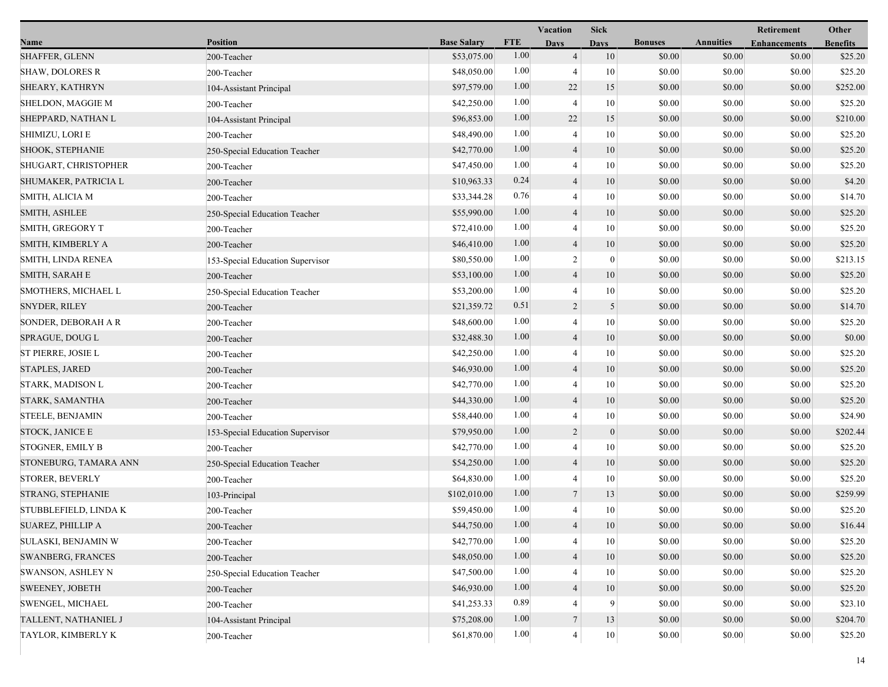| Name | Position | Base Salary | FTE | Vacation Days | Sick Days | Bonuses | Annuities | Retirement Enhancements | Other Benefits |
|---|---|---|---|---|---|---|---|---|---|
| SHAFFER, GLENN | 200-Teacher | $53,075.00 | 1.00 | 4 | 10 | $0.00 | $0.00 | $0.00 | $25.20 |
| SHAW, DOLORES R | 200-Teacher | $48,050.00 | 1.00 | 4 | 10 | $0.00 | $0.00 | $0.00 | $25.20 |
| SHEARY, KATHRYN | 104-Assistant Principal | $97,579.00 | 1.00 | 22 | 15 | $0.00 | $0.00 | $0.00 | $252.00 |
| SHELDON, MAGGIE M | 200-Teacher | $42,250.00 | 1.00 | 4 | 10 | $0.00 | $0.00 | $0.00 | $25.20 |
| SHEPPARD, NATHAN L | 104-Assistant Principal | $96,853.00 | 1.00 | 22 | 15 | $0.00 | $0.00 | $0.00 | $210.00 |
| SHIMIZU, LORI E | 200-Teacher | $48,490.00 | 1.00 | 4 | 10 | $0.00 | $0.00 | $0.00 | $25.20 |
| SHOOK, STEPHANIE | 250-Special Education Teacher | $42,770.00 | 1.00 | 4 | 10 | $0.00 | $0.00 | $0.00 | $25.20 |
| SHUGART, CHRISTOPHER | 200-Teacher | $47,450.00 | 1.00 | 4 | 10 | $0.00 | $0.00 | $0.00 | $25.20 |
| SHUMAKER, PATRICIA L | 200-Teacher | $10,963.33 | 0.24 | 4 | 10 | $0.00 | $0.00 | $0.00 | $4.20 |
| SMITH, ALICIA M | 200-Teacher | $33,344.28 | 0.76 | 4 | 10 | $0.00 | $0.00 | $0.00 | $14.70 |
| SMITH, ASHLEE | 250-Special Education Teacher | $55,990.00 | 1.00 | 4 | 10 | $0.00 | $0.00 | $0.00 | $25.20 |
| SMITH, GREGORY T | 200-Teacher | $72,410.00 | 1.00 | 4 | 10 | $0.00 | $0.00 | $0.00 | $25.20 |
| SMITH, KIMBERLY A | 200-Teacher | $46,410.00 | 1.00 | 4 | 10 | $0.00 | $0.00 | $0.00 | $25.20 |
| SMITH, LINDA RENEA | 153-Special Education Supervisor | $80,550.00 | 1.00 | 2 | 0 | $0.00 | $0.00 | $0.00 | $213.15 |
| SMITH, SARAH E | 200-Teacher | $53,100.00 | 1.00 | 4 | 10 | $0.00 | $0.00 | $0.00 | $25.20 |
| SMOTHERS, MICHAEL L | 250-Special Education Teacher | $53,200.00 | 1.00 | 4 | 10 | $0.00 | $0.00 | $0.00 | $25.20 |
| SNYDER, RILEY | 200-Teacher | $21,359.72 | 0.51 | 2 | 5 | $0.00 | $0.00 | $0.00 | $14.70 |
| SONDER, DEBORAH A R | 200-Teacher | $48,600.00 | 1.00 | 4 | 10 | $0.00 | $0.00 | $0.00 | $25.20 |
| SPRAGUE, DOUG L | 200-Teacher | $32,488.30 | 1.00 | 4 | 10 | $0.00 | $0.00 | $0.00 | $0.00 |
| ST PIERRE, JOSIE L | 200-Teacher | $42,250.00 | 1.00 | 4 | 10 | $0.00 | $0.00 | $0.00 | $25.20 |
| STAPLES, JARED | 200-Teacher | $46,930.00 | 1.00 | 4 | 10 | $0.00 | $0.00 | $0.00 | $25.20 |
| STARK, MADISON L | 200-Teacher | $42,770.00 | 1.00 | 4 | 10 | $0.00 | $0.00 | $0.00 | $25.20 |
| STARK, SAMANTHA | 200-Teacher | $44,330.00 | 1.00 | 4 | 10 | $0.00 | $0.00 | $0.00 | $25.20 |
| STEELE, BENJAMIN | 200-Teacher | $58,440.00 | 1.00 | 4 | 10 | $0.00 | $0.00 | $0.00 | $24.90 |
| STOCK, JANICE E | 153-Special Education Supervisor | $79,950.00 | 1.00 | 2 | 0 | $0.00 | $0.00 | $0.00 | $202.44 |
| STOGNER, EMILY B | 200-Teacher | $42,770.00 | 1.00 | 4 | 10 | $0.00 | $0.00 | $0.00 | $25.20 |
| STONEBURG, TAMARA ANN | 250-Special Education Teacher | $54,250.00 | 1.00 | 4 | 10 | $0.00 | $0.00 | $0.00 | $25.20 |
| STORER, BEVERLY | 200-Teacher | $64,830.00 | 1.00 | 4 | 10 | $0.00 | $0.00 | $0.00 | $25.20 |
| STRANG, STEPHANIE | 103-Principal | $102,010.00 | 1.00 | 7 | 13 | $0.00 | $0.00 | $0.00 | $259.99 |
| STUBBLEFIELD, LINDA K | 200-Teacher | $59,450.00 | 1.00 | 4 | 10 | $0.00 | $0.00 | $0.00 | $25.20 |
| SUAREZ, PHILLIP A | 200-Teacher | $44,750.00 | 1.00 | 4 | 10 | $0.00 | $0.00 | $0.00 | $16.44 |
| SULASKI, BENJAMIN W | 200-Teacher | $42,770.00 | 1.00 | 4 | 10 | $0.00 | $0.00 | $0.00 | $25.20 |
| SWANBERG, FRANCES | 200-Teacher | $48,050.00 | 1.00 | 4 | 10 | $0.00 | $0.00 | $0.00 | $25.20 |
| SWANSON, ASHLEY N | 250-Special Education Teacher | $47,500.00 | 1.00 | 4 | 10 | $0.00 | $0.00 | $0.00 | $25.20 |
| SWEENEY, JOBETH | 200-Teacher | $46,930.00 | 1.00 | 4 | 10 | $0.00 | $0.00 | $0.00 | $25.20 |
| SWENGEL, MICHAEL | 200-Teacher | $41,253.33 | 0.89 | 4 | 9 | $0.00 | $0.00 | $0.00 | $23.10 |
| TALLENT, NATHANIEL J | 104-Assistant Principal | $75,208.00 | 1.00 | 7 | 13 | $0.00 | $0.00 | $0.00 | $204.70 |
| TAYLOR, KIMBERLY K | 200-Teacher | $61,870.00 | 1.00 | 4 | 10 | $0.00 | $0.00 | $0.00 | $25.20 |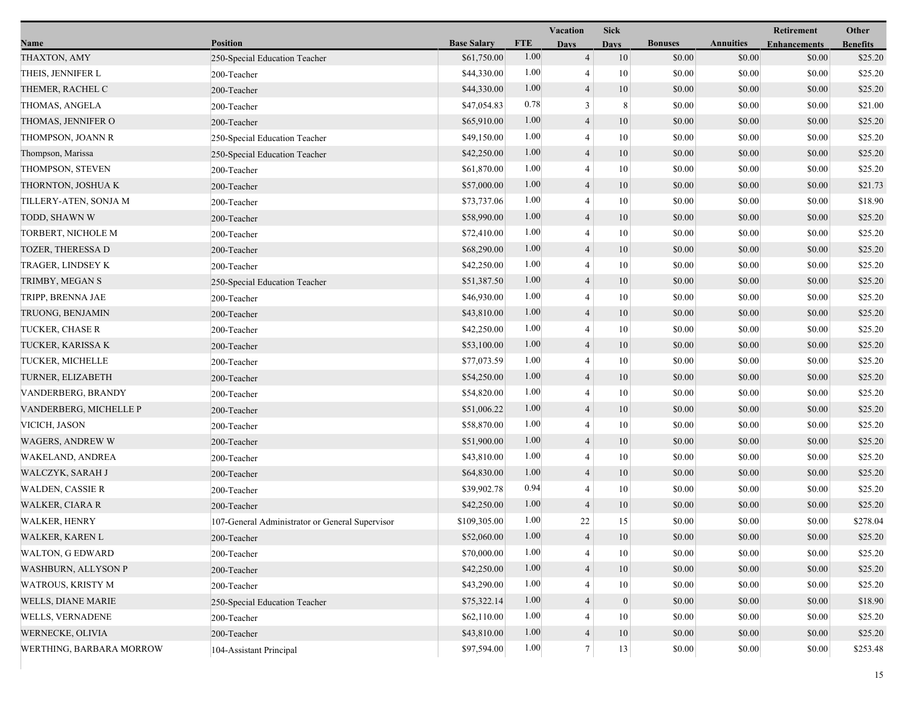| Name | Position | Base Salary | FTE | Vacation Days | Sick Days | Bonuses | Annuities | Retirement Enhancements | Other Benefits |
|---|---|---|---|---|---|---|---|---|---|
| THAXTON, AMY | 250-Special Education Teacher | $61,750.00 | 1.00 | 4 | 10 | $0.00 | $0.00 | $0.00 | $25.20 |
| THEIS, JENNIFER L | 200-Teacher | $44,330.00 | 1.00 | 4 | 10 | $0.00 | $0.00 | $0.00 | $25.20 |
| THEMER, RACHEL C | 200-Teacher | $44,330.00 | 1.00 | 4 | 10 | $0.00 | $0.00 | $0.00 | $25.20 |
| THOMAS, ANGELA | 200-Teacher | $47,054.83 | 0.78 | 3 | 8 | $0.00 | $0.00 | $0.00 | $21.00 |
| THOMAS, JENNIFER O | 200-Teacher | $65,910.00 | 1.00 | 4 | 10 | $0.00 | $0.00 | $0.00 | $25.20 |
| THOMPSON, JOANN R | 250-Special Education Teacher | $49,150.00 | 1.00 | 4 | 10 | $0.00 | $0.00 | $0.00 | $25.20 |
| Thompson, Marissa | 250-Special Education Teacher | $42,250.00 | 1.00 | 4 | 10 | $0.00 | $0.00 | $0.00 | $25.20 |
| THOMPSON, STEVEN | 200-Teacher | $61,870.00 | 1.00 | 4 | 10 | $0.00 | $0.00 | $0.00 | $25.20 |
| THORNTON, JOSHUA K | 200-Teacher | $57,000.00 | 1.00 | 4 | 10 | $0.00 | $0.00 | $0.00 | $21.73 |
| TILLERY-ATEN, SONJA M | 200-Teacher | $73,737.06 | 1.00 | 4 | 10 | $0.00 | $0.00 | $0.00 | $18.90 |
| TODD, SHAWN W | 200-Teacher | $58,990.00 | 1.00 | 4 | 10 | $0.00 | $0.00 | $0.00 | $25.20 |
| TORBERT, NICHOLE M | 200-Teacher | $72,410.00 | 1.00 | 4 | 10 | $0.00 | $0.00 | $0.00 | $25.20 |
| TOZER, THERESSA D | 200-Teacher | $68,290.00 | 1.00 | 4 | 10 | $0.00 | $0.00 | $0.00 | $25.20 |
| TRAGER, LINDSEY K | 200-Teacher | $42,250.00 | 1.00 | 4 | 10 | $0.00 | $0.00 | $0.00 | $25.20 |
| TRIMBY, MEGAN S | 250-Special Education Teacher | $51,387.50 | 1.00 | 4 | 10 | $0.00 | $0.00 | $0.00 | $25.20 |
| TRIPP, BRENNA JAE | 200-Teacher | $46,930.00 | 1.00 | 4 | 10 | $0.00 | $0.00 | $0.00 | $25.20 |
| TRUONG, BENJAMIN | 200-Teacher | $43,810.00 | 1.00 | 4 | 10 | $0.00 | $0.00 | $0.00 | $25.20 |
| TUCKER, CHASE R | 200-Teacher | $42,250.00 | 1.00 | 4 | 10 | $0.00 | $0.00 | $0.00 | $25.20 |
| TUCKER, KARISSA K | 200-Teacher | $53,100.00 | 1.00 | 4 | 10 | $0.00 | $0.00 | $0.00 | $25.20 |
| TUCKER, MICHELLE | 200-Teacher | $77,073.59 | 1.00 | 4 | 10 | $0.00 | $0.00 | $0.00 | $25.20 |
| TURNER, ELIZABETH | 200-Teacher | $54,250.00 | 1.00 | 4 | 10 | $0.00 | $0.00 | $0.00 | $25.20 |
| VANDERBERG, BRANDY | 200-Teacher | $54,820.00 | 1.00 | 4 | 10 | $0.00 | $0.00 | $0.00 | $25.20 |
| VANDERBERG, MICHELLE P | 200-Teacher | $51,006.22 | 1.00 | 4 | 10 | $0.00 | $0.00 | $0.00 | $25.20 |
| VICICH, JASON | 200-Teacher | $58,870.00 | 1.00 | 4 | 10 | $0.00 | $0.00 | $0.00 | $25.20 |
| WAGERS, ANDREW W | 200-Teacher | $51,900.00 | 1.00 | 4 | 10 | $0.00 | $0.00 | $0.00 | $25.20 |
| WAKELAND, ANDREA | 200-Teacher | $43,810.00 | 1.00 | 4 | 10 | $0.00 | $0.00 | $0.00 | $25.20 |
| WALCZYK, SARAH J | 200-Teacher | $64,830.00 | 1.00 | 4 | 10 | $0.00 | $0.00 | $0.00 | $25.20 |
| WALDEN, CASSIE R | 200-Teacher | $39,902.78 | 0.94 | 4 | 10 | $0.00 | $0.00 | $0.00 | $25.20 |
| WALKER, CIARA R | 200-Teacher | $42,250.00 | 1.00 | 4 | 10 | $0.00 | $0.00 | $0.00 | $25.20 |
| WALKER, HENRY | 107-General Administrator or General Supervisor | $109,305.00 | 1.00 | 22 | 15 | $0.00 | $0.00 | $0.00 | $278.04 |
| WALKER, KAREN L | 200-Teacher | $52,060.00 | 1.00 | 4 | 10 | $0.00 | $0.00 | $0.00 | $25.20 |
| WALTON, G EDWARD | 200-Teacher | $70,000.00 | 1.00 | 4 | 10 | $0.00 | $0.00 | $0.00 | $25.20 |
| WASHBURN, ALLYSON P | 200-Teacher | $42,250.00 | 1.00 | 4 | 10 | $0.00 | $0.00 | $0.00 | $25.20 |
| WATROUS, KRISTY M | 200-Teacher | $43,290.00 | 1.00 | 4 | 10 | $0.00 | $0.00 | $0.00 | $25.20 |
| WELLS, DIANE MARIE | 250-Special Education Teacher | $75,322.14 | 1.00 | 4 | 0 | $0.00 | $0.00 | $0.00 | $18.90 |
| WELLS, VERNADENE | 200-Teacher | $62,110.00 | 1.00 | 4 | 10 | $0.00 | $0.00 | $0.00 | $25.20 |
| WERNECKE, OLIVIA | 200-Teacher | $43,810.00 | 1.00 | 4 | 10 | $0.00 | $0.00 | $0.00 | $25.20 |
| WERTHING, BARBARA MORROW | 104-Assistant Principal | $97,594.00 | 1.00 | 7 | 13 | $0.00 | $0.00 | $0.00 | $253.48 |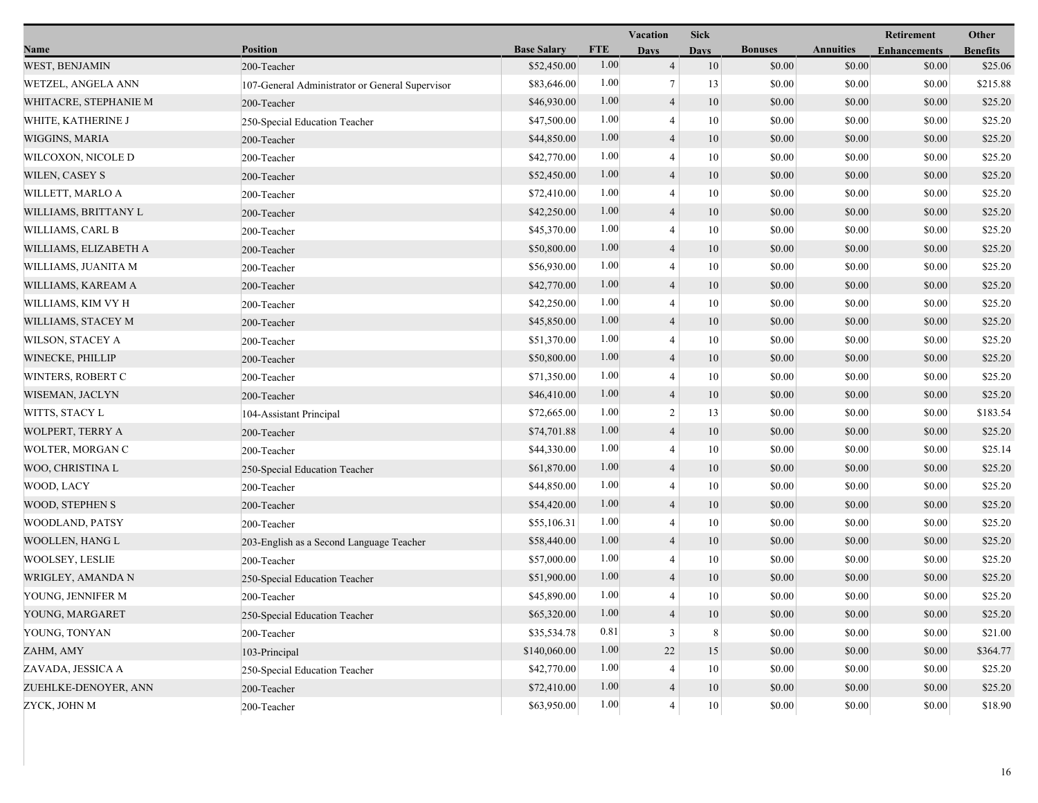| Name | Position | Base Salary | FTE | Vacation Days | Sick Days | Bonuses | Annuities | Retirement Enhancements | Other Benefits |
|---|---|---|---|---|---|---|---|---|---|
| WEST, BENJAMIN | 200-Teacher | $52,450.00 | 1.00 | 4 | 10 | $0.00 | $0.00 | $0.00 | $25.06 |
| WETZEL, ANGELA ANN | 107-General Administrator or General Supervisor | $83,646.00 | 1.00 | 7 | 13 | $0.00 | $0.00 | $0.00 | $215.88 |
| WHITACRE, STEPHANIE M | 200-Teacher | $46,930.00 | 1.00 | 4 | 10 | $0.00 | $0.00 | $0.00 | $25.20 |
| WHITE, KATHERINE J | 250-Special Education Teacher | $47,500.00 | 1.00 | 4 | 10 | $0.00 | $0.00 | $0.00 | $25.20 |
| WIGGINS, MARIA | 200-Teacher | $44,850.00 | 1.00 | 4 | 10 | $0.00 | $0.00 | $0.00 | $25.20 |
| WILCOXON, NICOLE D | 200-Teacher | $42,770.00 | 1.00 | 4 | 10 | $0.00 | $0.00 | $0.00 | $25.20 |
| WILEN, CASEY S | 200-Teacher | $52,450.00 | 1.00 | 4 | 10 | $0.00 | $0.00 | $0.00 | $25.20 |
| WILLETT, MARLO A | 200-Teacher | $72,410.00 | 1.00 | 4 | 10 | $0.00 | $0.00 | $0.00 | $25.20 |
| WILLIAMS, BRITTANY L | 200-Teacher | $42,250.00 | 1.00 | 4 | 10 | $0.00 | $0.00 | $0.00 | $25.20 |
| WILLIAMS, CARL B | 200-Teacher | $45,370.00 | 1.00 | 4 | 10 | $0.00 | $0.00 | $0.00 | $25.20 |
| WILLIAMS, ELIZABETH A | 200-Teacher | $50,800.00 | 1.00 | 4 | 10 | $0.00 | $0.00 | $0.00 | $25.20 |
| WILLIAMS, JUANITA M | 200-Teacher | $56,930.00 | 1.00 | 4 | 10 | $0.00 | $0.00 | $0.00 | $25.20 |
| WILLIAMS, KAREAM A | 200-Teacher | $42,770.00 | 1.00 | 4 | 10 | $0.00 | $0.00 | $0.00 | $25.20 |
| WILLIAMS, KIM VY H | 200-Teacher | $42,250.00 | 1.00 | 4 | 10 | $0.00 | $0.00 | $0.00 | $25.20 |
| WILLIAMS, STACEY M | 200-Teacher | $45,850.00 | 1.00 | 4 | 10 | $0.00 | $0.00 | $0.00 | $25.20 |
| WILSON, STACEY A | 200-Teacher | $51,370.00 | 1.00 | 4 | 10 | $0.00 | $0.00 | $0.00 | $25.20 |
| WINECKE, PHILLIP | 200-Teacher | $50,800.00 | 1.00 | 4 | 10 | $0.00 | $0.00 | $0.00 | $25.20 |
| WINTERS, ROBERT C | 200-Teacher | $71,350.00 | 1.00 | 4 | 10 | $0.00 | $0.00 | $0.00 | $25.20 |
| WISEMAN, JACLYN | 200-Teacher | $46,410.00 | 1.00 | 4 | 10 | $0.00 | $0.00 | $0.00 | $25.20 |
| WITTS, STACY L | 104-Assistant Principal | $72,665.00 | 1.00 | 2 | 13 | $0.00 | $0.00 | $0.00 | $183.54 |
| WOLPERT, TERRY A | 200-Teacher | $74,701.88 | 1.00 | 4 | 10 | $0.00 | $0.00 | $0.00 | $25.20 |
| WOLTER, MORGAN C | 200-Teacher | $44,330.00 | 1.00 | 4 | 10 | $0.00 | $0.00 | $0.00 | $25.14 |
| WOO, CHRISTINA L | 250-Special Education Teacher | $61,870.00 | 1.00 | 4 | 10 | $0.00 | $0.00 | $0.00 | $25.20 |
| WOOD, LACY | 200-Teacher | $44,850.00 | 1.00 | 4 | 10 | $0.00 | $0.00 | $0.00 | $25.20 |
| WOOD, STEPHEN S | 200-Teacher | $54,420.00 | 1.00 | 4 | 10 | $0.00 | $0.00 | $0.00 | $25.20 |
| WOODLAND, PATSY | 200-Teacher | $55,106.31 | 1.00 | 4 | 10 | $0.00 | $0.00 | $0.00 | $25.20 |
| WOOLLEN, HANG L | 203-English as a Second Language Teacher | $58,440.00 | 1.00 | 4 | 10 | $0.00 | $0.00 | $0.00 | $25.20 |
| WOOLSEY, LESLIE | 200-Teacher | $57,000.00 | 1.00 | 4 | 10 | $0.00 | $0.00 | $0.00 | $25.20 |
| WRIGLEY, AMANDA N | 250-Special Education Teacher | $51,900.00 | 1.00 | 4 | 10 | $0.00 | $0.00 | $0.00 | $25.20 |
| YOUNG, JENNIFER M | 200-Teacher | $45,890.00 | 1.00 | 4 | 10 | $0.00 | $0.00 | $0.00 | $25.20 |
| YOUNG, MARGARET | 250-Special Education Teacher | $65,320.00 | 1.00 | 4 | 10 | $0.00 | $0.00 | $0.00 | $25.20 |
| YOUNG, TONYAN | 200-Teacher | $35,534.78 | 0.81 | 3 | 8 | $0.00 | $0.00 | $0.00 | $21.00 |
| ZAHM, AMY | 103-Principal | $140,060.00 | 1.00 | 22 | 15 | $0.00 | $0.00 | $0.00 | $364.77 |
| ZAVADA, JESSICA A | 250-Special Education Teacher | $42,770.00 | 1.00 | 4 | 10 | $0.00 | $0.00 | $0.00 | $25.20 |
| ZUEHLKE-DENOYER, ANN | 200-Teacher | $72,410.00 | 1.00 | 4 | 10 | $0.00 | $0.00 | $0.00 | $25.20 |
| ZYCK, JOHN M | 200-Teacher | $63,950.00 | 1.00 | 4 | 10 | $0.00 | $0.00 | $0.00 | $18.90 |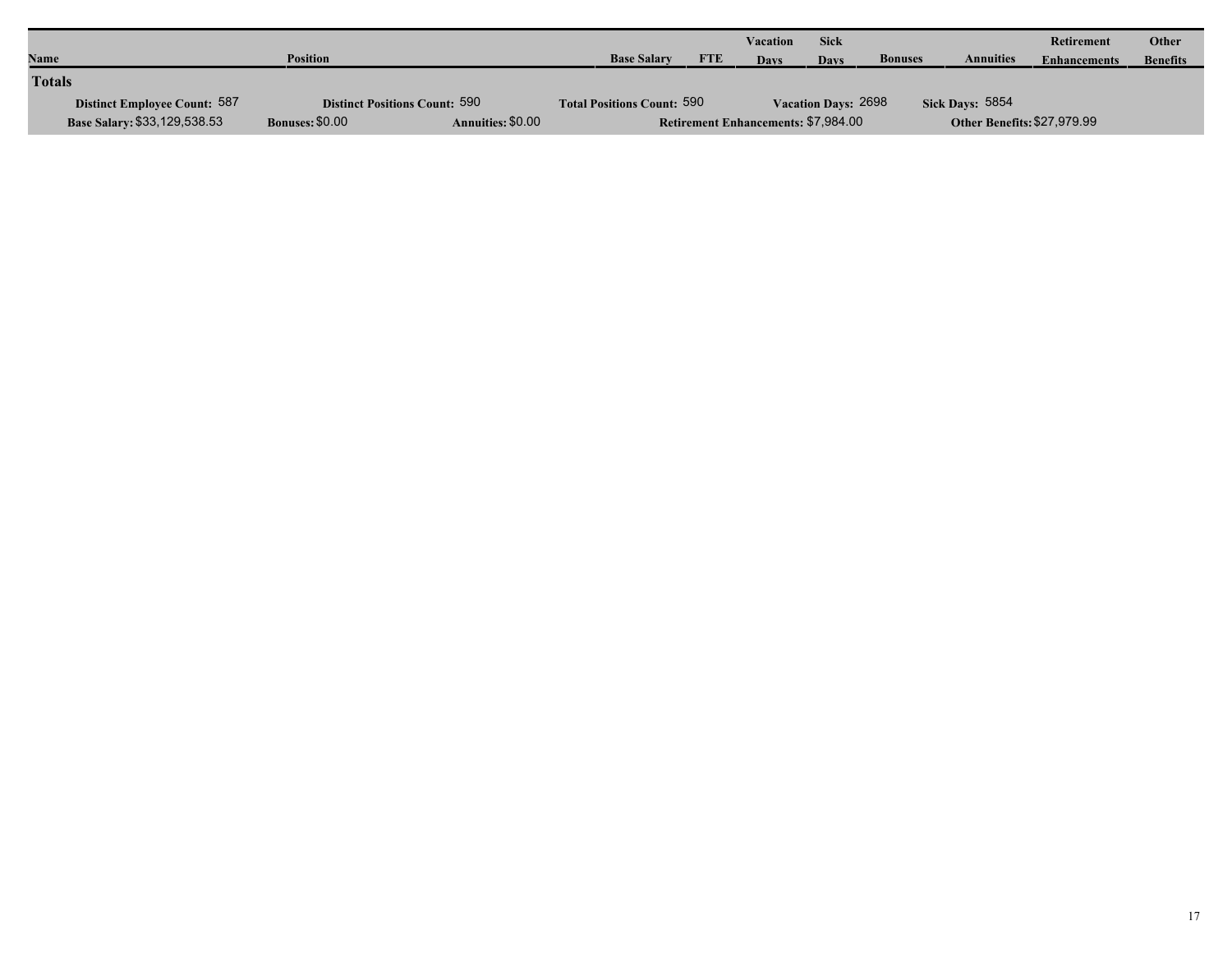| Name | Position | Base Salary | FTE | Vacation Days | Sick Days | Bonuses | Annuities | Retirement Enhancements | Other Benefits |
|---|---|---|---|---|---|---|---|---|---|

**Totals**

**Distinct Employee Count:** 587
**Distinct Positions Count:** 590
**Total Positions Count:** 590
**Vacation Days:** 2698
**Sick Days:** 5854
**Base Salary:** $33,129,538.53
**Bonuses:** $0.00
**Annuities:** $0.00
**Retirement Enhancements:** $7,984.00
**Other Benefits:** $27,979.99